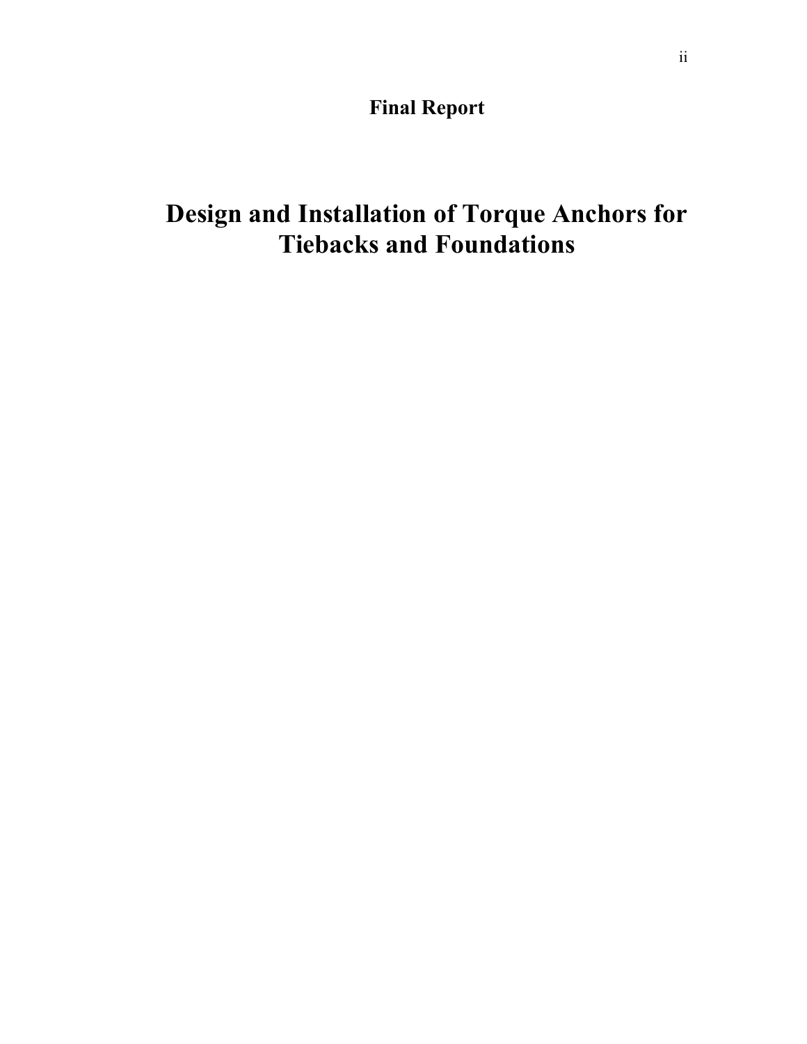**Final Report**

# Design and Installation of Torque Anchors for Tiebacks and Foundations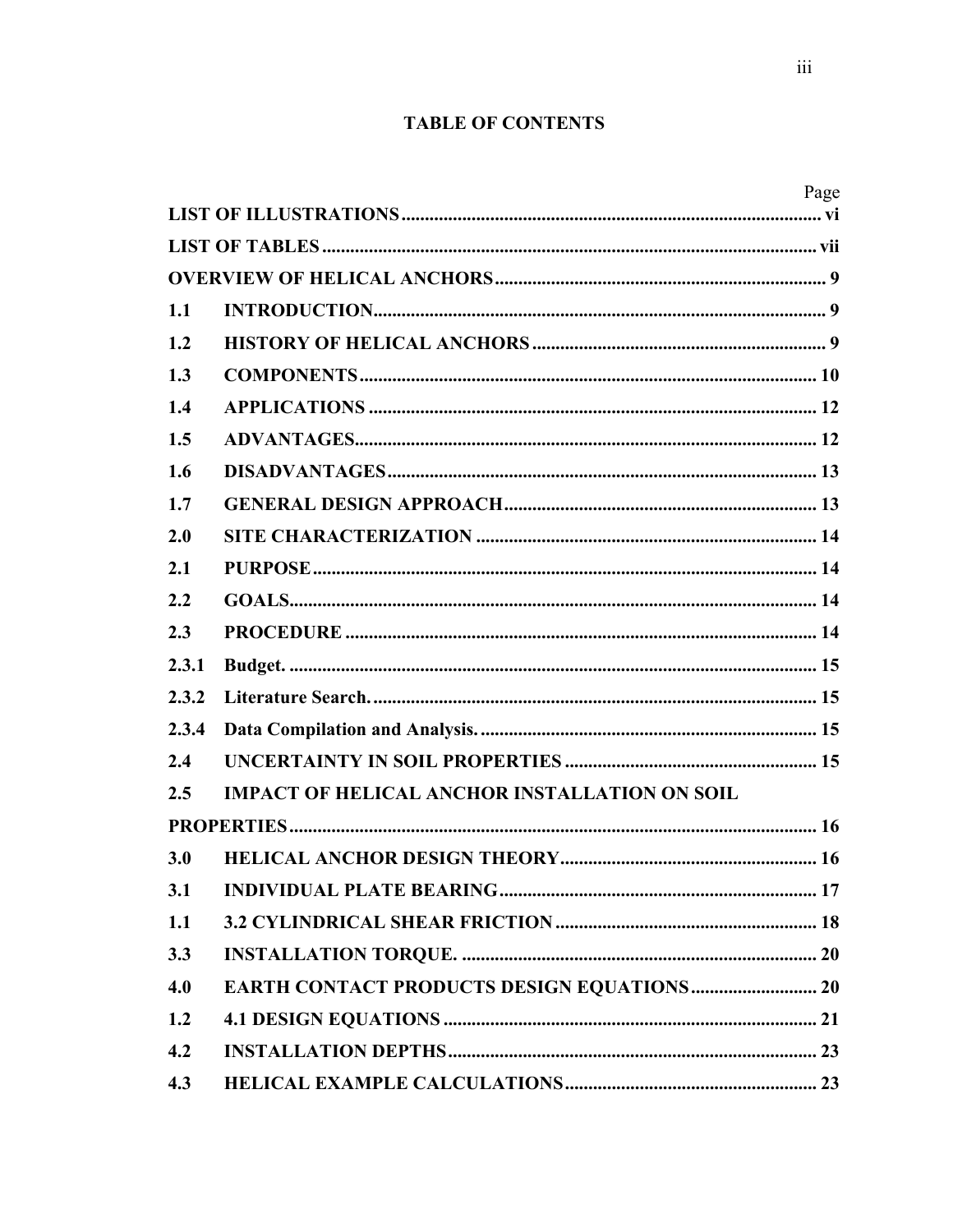# TABLE OF CONTENTS

| | | Page |
|---|---|---|
| LIST OF ILLUSTRATIONS | | vi |
| LIST OF TABLES | | vii |
| OVERVIEW OF HELICAL ANCHORS | | 9 |
| 1.1 | INTRODUCTION | 9 |
| 1.2 | HISTORY OF HELICAL ANCHORS | 9 |
| 1.3 | COMPONENTS | 10 |
| 1.4 | APPLICATIONS | 12 |
| 1.5 | ADVANTAGES | 12 |
| 1.6 | DISADVANTAGES | 13 |
| 1.7 | GENERAL DESIGN APPROACH | 13 |
| 2.0 | SITE CHARACTERIZATION | 14 |
| 2.1 | PURPOSE | 14 |
| 2.2 | GOALS | 14 |
| 2.3 | PROCEDURE | 14 |
| 2.3.1 | Budget. | 15 |
| 2.3.2 | Literature Search. | 15 |
| 2.3.4 | Data Compilation and Analysis. | 15 |
| 2.4 | UNCERTAINTY IN SOIL PROPERTIES | 15 |
| 2.5 | IMPACT OF HELICAL ANCHOR INSTALLATION ON SOIL PROPERTIES | 16 |
| 3.0 | HELICAL ANCHOR DESIGN THEORY | 16 |
| 3.1 | INDIVIDUAL PLATE BEARING | 17 |
| 1.1 | 3.2 CYLINDRICAL SHEAR FRICTION | 18 |
| 3.3 | INSTALLATION TORQUE. | 20 |
| 4.0 | EARTH CONTACT PRODUCTS DESIGN EQUATIONS | 20 |
| 1.2 | 4.1 DESIGN EQUATIONS | 21 |
| 4.2 | INSTALLATION DEPTHS | 23 |
| 4.3 | HELICAL EXAMPLE CALCULATIONS | 23 |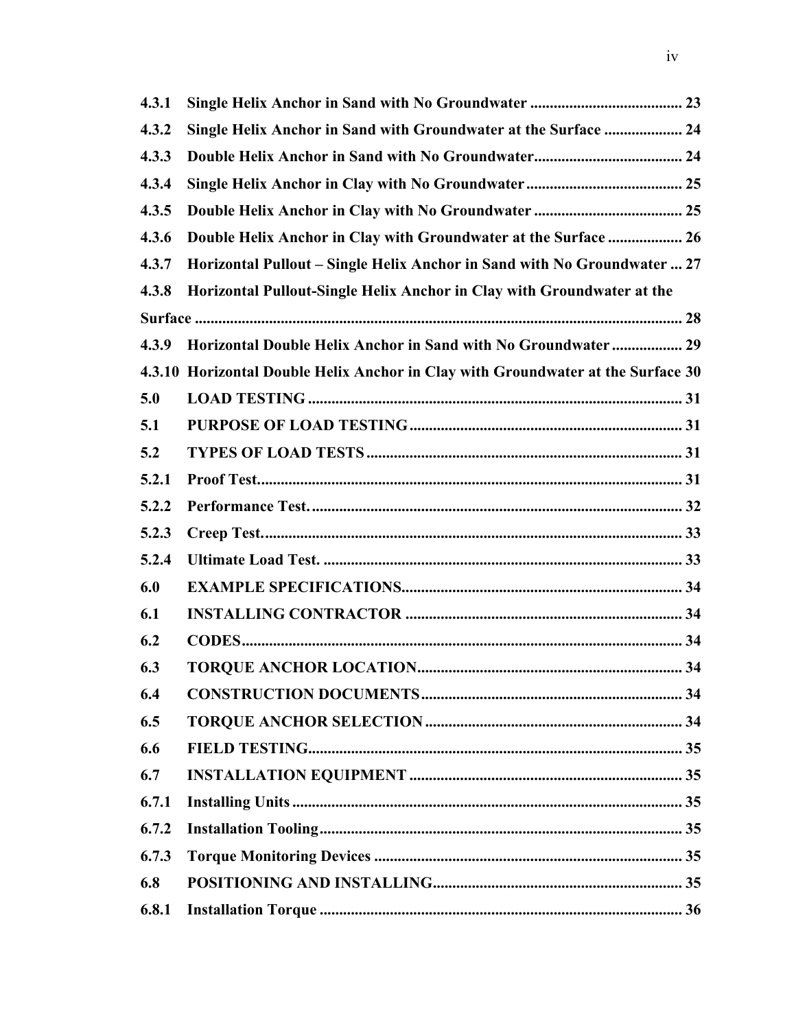**4.3.1 Single Helix Anchor in Sand with No Groundwater ....................................... 23**

**4.3.2 Single Helix Anchor in Sand with Groundwater at the Surface .................... 24**

**4.3.3 Double Helix Anchor in Sand with No Groundwater...................................... 24**

**4.3.4 Single Helix Anchor in Clay with No Groundwater........................................ 25**

**4.3.5 Double Helix Anchor in Clay with No Groundwater ...................................... 25**

**4.3.6 Double Helix Anchor in Clay with Groundwater at the Surface ................... 26**

**4.3.7 Horizontal Pullout – Single Helix Anchor in Sand with No Groundwater ... 27**

**4.3.8 Horizontal Pullout-Single Helix Anchor in Clay with Groundwater at the Surface ........................................................................................................... 28**

**4.3.9 Horizontal Double Helix Anchor in Sand with No Groundwater .................. 29**

**4.3.10 Horizontal Double Helix Anchor in Clay with Groundwater at the Surface 30**

**5.0 LOAD TESTING ............................................................................................... 31**

**5.1 PURPOSE OF LOAD TESTING ..................................................................... 31**

**5.2 TYPES OF LOAD TESTS ................................................................................ 31**

**5.2.1 Proof Test.......................................................................................................... 31**

**5.2.2 Performance Test. ............................................................................................ 32**

**5.2.3 Creep Test......................................................................................................... 33**

**5.2.4 Ultimate Load Test. .......................................................................................... 33**

**6.0 EXAMPLE SPECIFICATIONS....................................................................... 34**

**6.1 INSTALLING CONTRACTOR ...................................................................... 34**

**6.2 CODES............................................................................................................... 34**

**6.3 TORQUE ANCHOR LOCATION................................................................... 34**

**6.4 CONSTRUCTION DOCUMENTS.................................................................. 34**

**6.5 TORQUE ANCHOR SELECTION ................................................................. 34**

**6.6 FIELD TESTING.............................................................................................. 35**

**6.7 INSTALLATION EQUIPMENT ..................................................................... 35**

**6.7.1 Installing Units ................................................................................................ 35**

**6.7.2 Installation Tooling.......................................................................................... 35**

**6.7.3 Torque Monitoring Devices ............................................................................ 35**

**6.8 POSITIONING AND INSTALLING............................................................... 35**

**6.8.1 Installation Torque .......................................................................................... 36**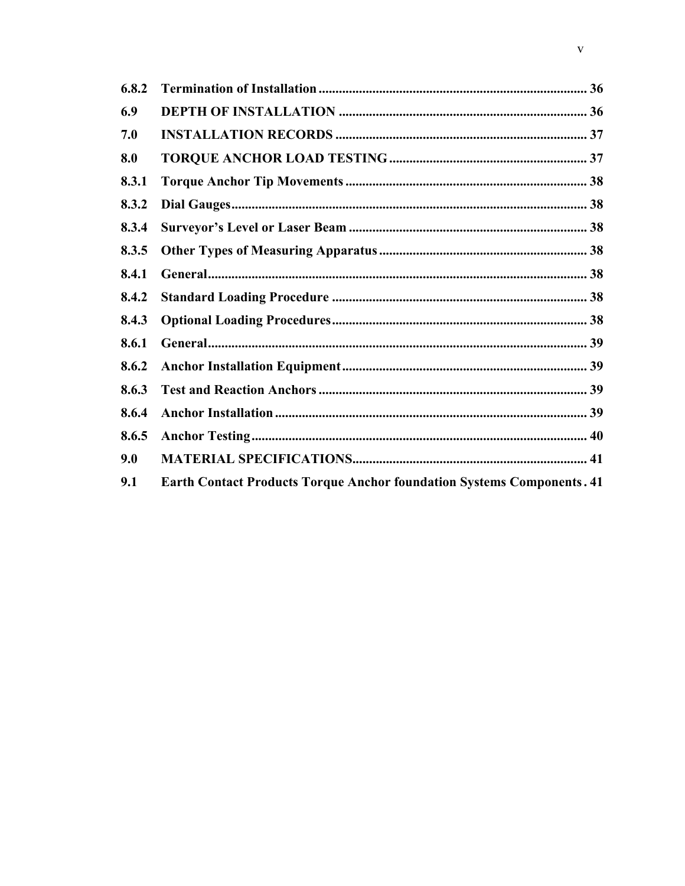| | | |
|---|---|---|
| **6.8.2** | **Termination of Installation** | **36** |
| **6.9** | **DEPTH OF INSTALLATION** | **36** |
| **7.0** | **INSTALLATION RECORDS** | **37** |
| **8.0** | **TORQUE ANCHOR LOAD TESTING** | **37** |
| **8.3.1** | **Torque Anchor Tip Movements** | **38** |
| **8.3.2** | **Dial Gauges** | **38** |
| **8.3.4** | **Surveyor's Level or Laser Beam** | **38** |
| **8.3.5** | **Other Types of Measuring Apparatus** | **38** |
| **8.4.1** | **General** | **38** |
| **8.4.2** | **Standard Loading Procedure** | **38** |
| **8.4.3** | **Optional Loading Procedures** | **38** |
| **8.6.1** | **General** | **39** |
| **8.6.2** | **Anchor Installation Equipment** | **39** |
| **8.6.3** | **Test and Reaction Anchors** | **39** |
| **8.6.4** | **Anchor Installation** | **39** |
| **8.6.5** | **Anchor Testing** | **40** |
| **9.0** | **MATERIAL SPECIFICATIONS** | **41** |
| **9.1** | **Earth Contact Products Torque Anchor foundation Systems Components** | **41** |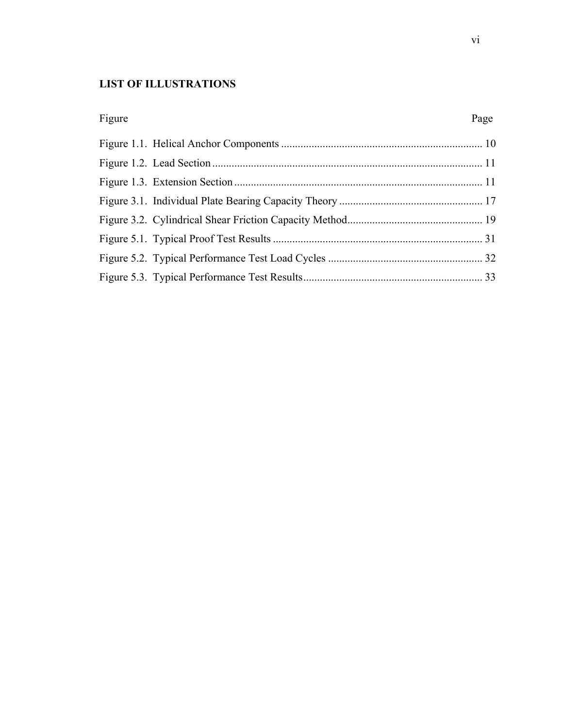## LIST OF ILLUSTRATIONS

| Figure | Page |
|---|---|
| Figure 1.1. Helical Anchor Components | 10 |
| Figure 1.2. Lead Section | 11 |
| Figure 1.3. Extension Section | 11 |
| Figure 3.1. Individual Plate Bearing Capacity Theory | 17 |
| Figure 3.2. Cylindrical Shear Friction Capacity Method | 19 |
| Figure 5.1. Typical Proof Test Results | 31 |
| Figure 5.2. Typical Performance Test Load Cycles | 32 |
| Figure 5.3. Typical Performance Test Results | 33 |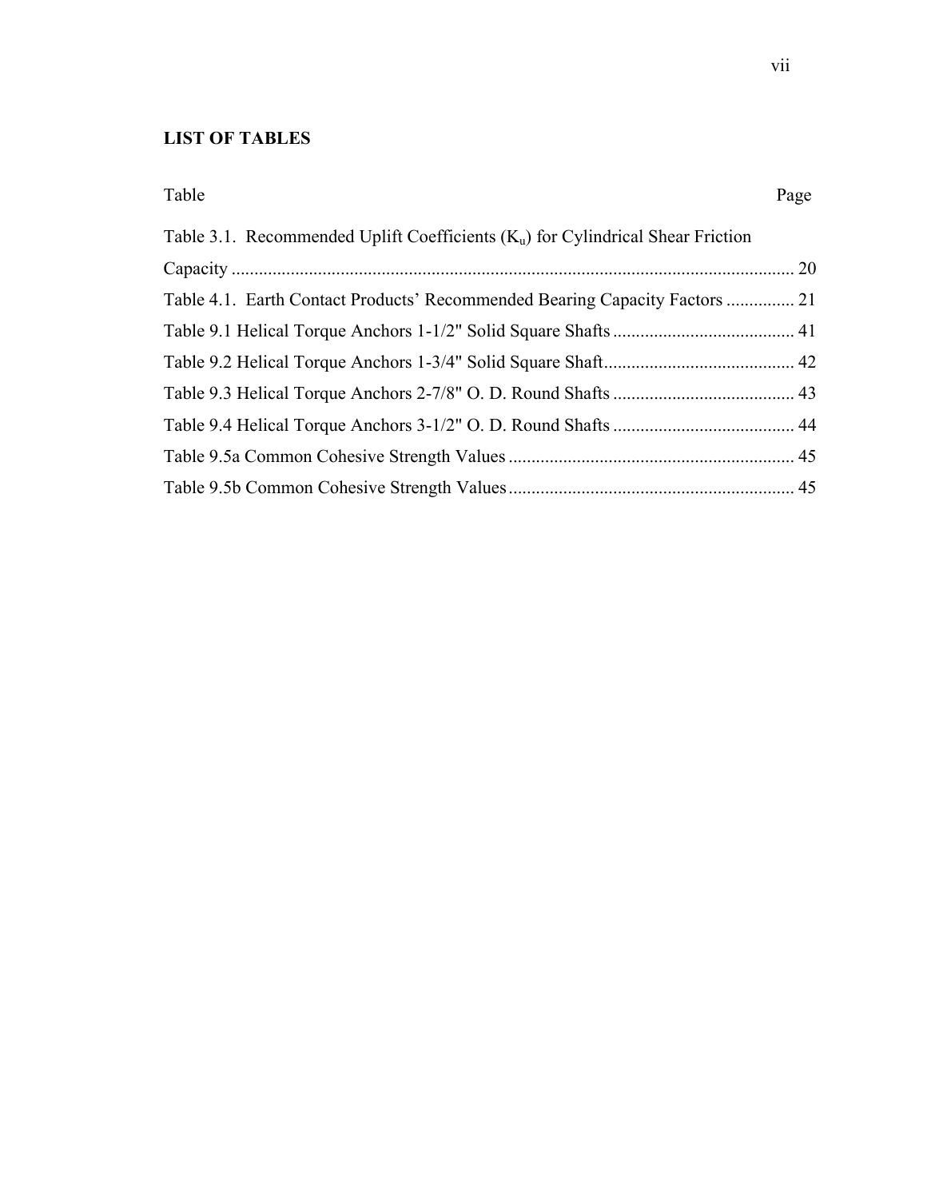## LIST OF TABLES

| Table | Page |
|---|---|
| Table 3.1. Recommended Uplift Coefficients ($K_u$) for Cylindrical Shear Friction Capacity | 20 |
| Table 4.1. Earth Contact Products' Recommended Bearing Capacity Factors | 21 |
| Table 9.1 Helical Torque Anchors 1-1/2" Solid Square Shafts | 41 |
| Table 9.2 Helical Torque Anchors 1-3/4" Solid Square Shaft | 42 |
| Table 9.3 Helical Torque Anchors 2-7/8" O. D. Round Shafts | 43 |
| Table 9.4 Helical Torque Anchors 3-1/2" O. D. Round Shafts | 44 |
| Table 9.5a Common Cohesive Strength Values | 45 |
| Table 9.5b Common Cohesive Strength Values | 45 |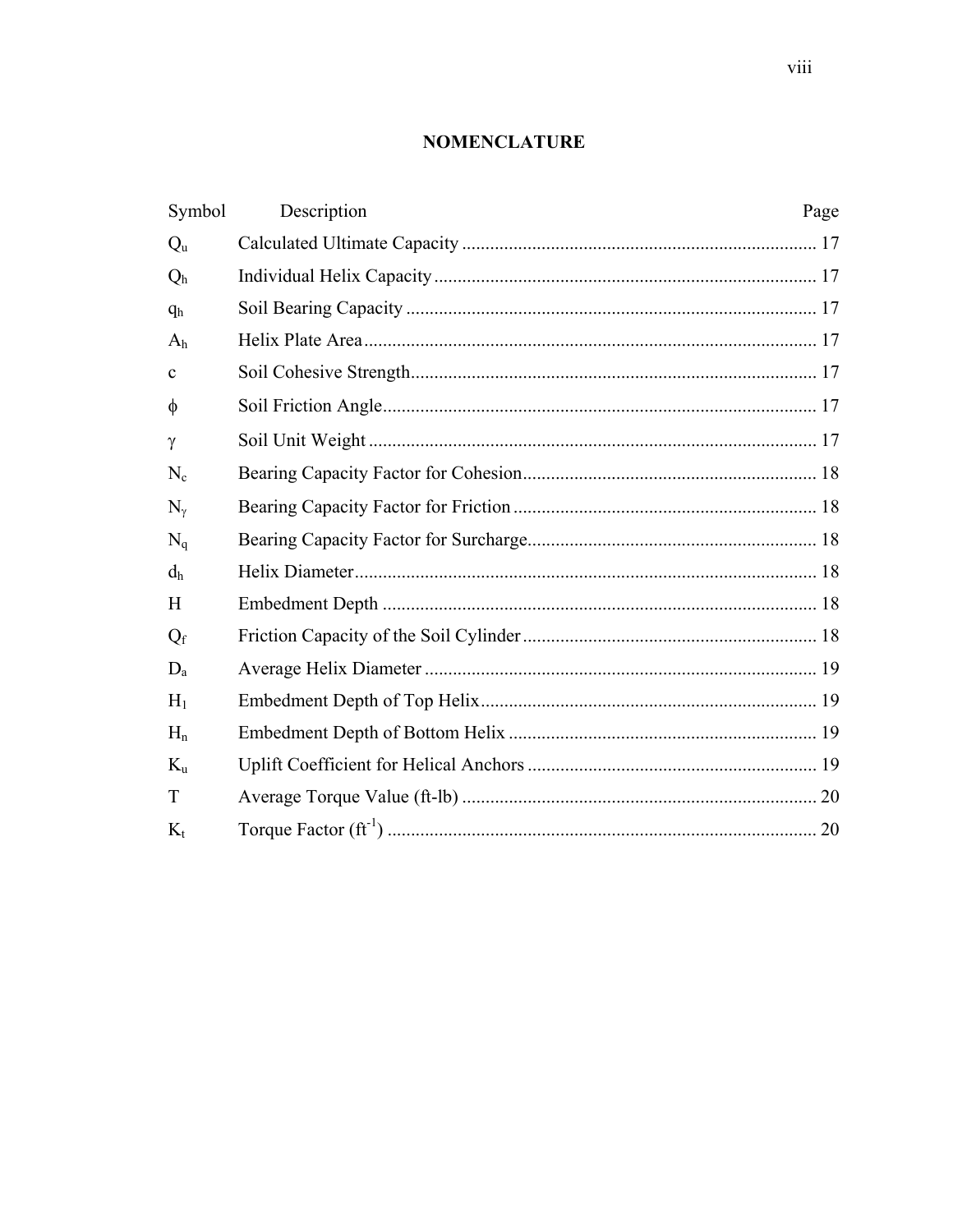# NOMENCLATURE

| Symbol | Description | Page |
| --- | --- | --- |
| $Q_u$ | Calculated Ultimate Capacity | 17 |
| $Q_h$ | Individual Helix Capacity | 17 |
| $q_h$ | Soil Bearing Capacity | 17 |
| $A_h$ | Helix Plate Area | 17 |
| $c$ | Soil Cohesive Strength | 17 |
| $\phi$ | Soil Friction Angle | 17 |
| $\gamma$ | Soil Unit Weight | 17 |
| $N_c$ | Bearing Capacity Factor for Cohesion | 18 |
| $N_\gamma$ | Bearing Capacity Factor for Friction | 18 |
| $N_q$ | Bearing Capacity Factor for Surcharge | 18 |
| $d_h$ | Helix Diameter | 18 |
| $H$ | Embedment Depth | 18 |
| $Q_f$ | Friction Capacity of the Soil Cylinder | 18 |
| $D_a$ | Average Helix Diameter | 19 |
| $H_1$ | Embedment Depth of Top Helix | 19 |
| $H_n$ | Embedment Depth of Bottom Helix | 19 |
| $K_u$ | Uplift Coefficient for Helical Anchors | 19 |
| $T$ | Average Torque Value (ft-lb) | 20 |
| $K_t$ | Torque Factor ($ft^{-1}$) | 20 |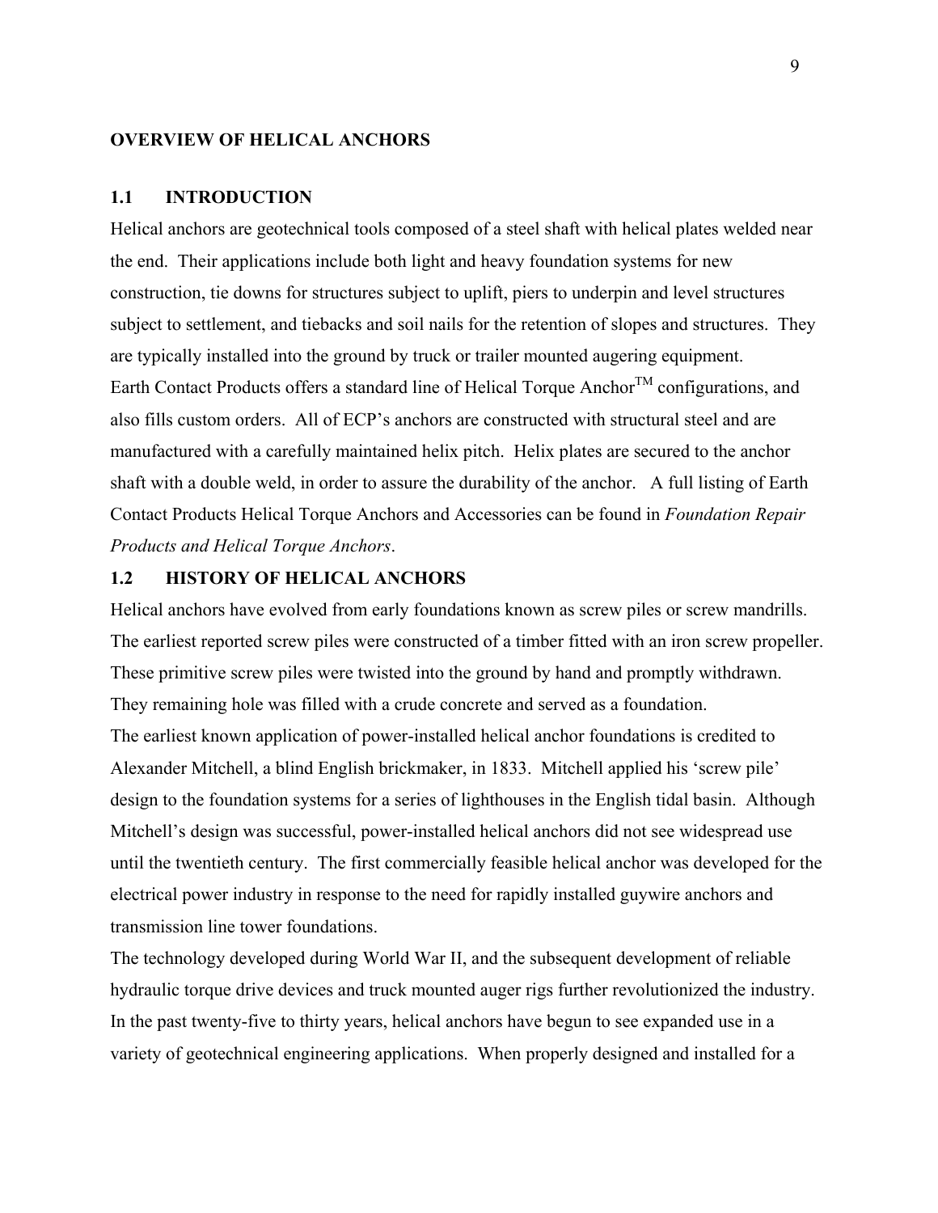# OVERVIEW OF HELICAL ANCHORS

## 1.1 INTRODUCTION

Helical anchors are geotechnical tools composed of a steel shaft with helical plates welded near the end. Their applications include both light and heavy foundation systems for new construction, tie downs for structures subject to uplift, piers to underpin and level structures subject to settlement, and tiebacks and soil nails for the retention of slopes and structures. They are typically installed into the ground by truck or trailer mounted augering equipment.

Earth Contact Products offers a standard line of Helical Torque Anchor™ configurations, and also fills custom orders. All of ECP's anchors are constructed with structural steel and are manufactured with a carefully maintained helix pitch. Helix plates are secured to the anchor shaft with a double weld, in order to assure the durability of the anchor. A full listing of Earth Contact Products Helical Torque Anchors and Accessories can be found in *Foundation Repair Products and Helical Torque Anchors*.

## 1.2 HISTORY OF HELICAL ANCHORS

Helical anchors have evolved from early foundations known as screw piles or screw mandrills. The earliest reported screw piles were constructed of a timber fitted with an iron screw propeller. These primitive screw piles were twisted into the ground by hand and promptly withdrawn. They remaining hole was filled with a crude concrete and served as a foundation.

The earliest known application of power-installed helical anchor foundations is credited to Alexander Mitchell, a blind English brickmaker, in 1833. Mitchell applied his 'screw pile' design to the foundation systems for a series of lighthouses in the English tidal basin. Although Mitchell's design was successful, power-installed helical anchors did not see widespread use until the twentieth century. The first commercially feasible helical anchor was developed for the electrical power industry in response to the need for rapidly installed guywire anchors and transmission line tower foundations.

The technology developed during World War II, and the subsequent development of reliable hydraulic torque drive devices and truck mounted auger rigs further revolutionized the industry. In the past twenty-five to thirty years, helical anchors have begun to see expanded use in a variety of geotechnical engineering applications. When properly designed and installed for a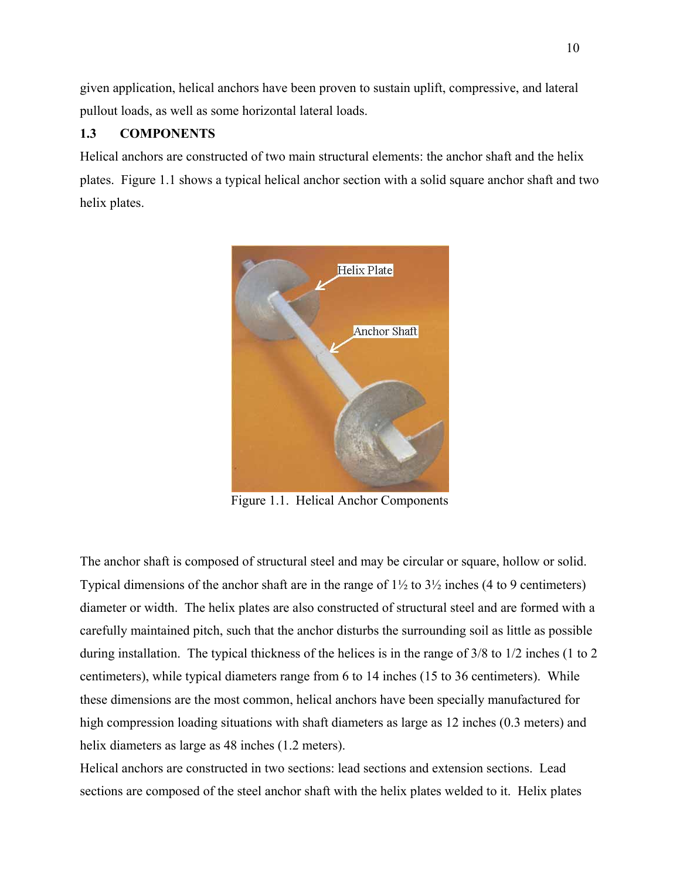given application, helical anchors have been proven to sustain uplift, compressive, and lateral pullout loads, as well as some horizontal lateral loads.

## 1.3 COMPONENTS

Helical anchors are constructed of two main structural elements: the anchor shaft and the helix plates. Figure 1.1 shows a typical helical anchor section with a solid square anchor shaft and two helix plates.

Figure 1.1. Helical Anchor Components

The anchor shaft is composed of structural steel and may be circular or square, hollow or solid. Typical dimensions of the anchor shaft are in the range of 1½ to 3½ inches (4 to 9 centimeters) diameter or width. The helix plates are also constructed of structural steel and are formed with a carefully maintained pitch, such that the anchor disturbs the surrounding soil as little as possible during installation. The typical thickness of the helices is in the range of 3/8 to 1/2 inches (1 to 2 centimeters), while typical diameters range from 6 to 14 inches (15 to 36 centimeters). While these dimensions are the most common, helical anchors have been specially manufactured for high compression loading situations with shaft diameters as large as 12 inches (0.3 meters) and helix diameters as large as 48 inches (1.2 meters).

Helical anchors are constructed in two sections: lead sections and extension sections. Lead sections are composed of the steel anchor shaft with the helix plates welded to it. Helix plates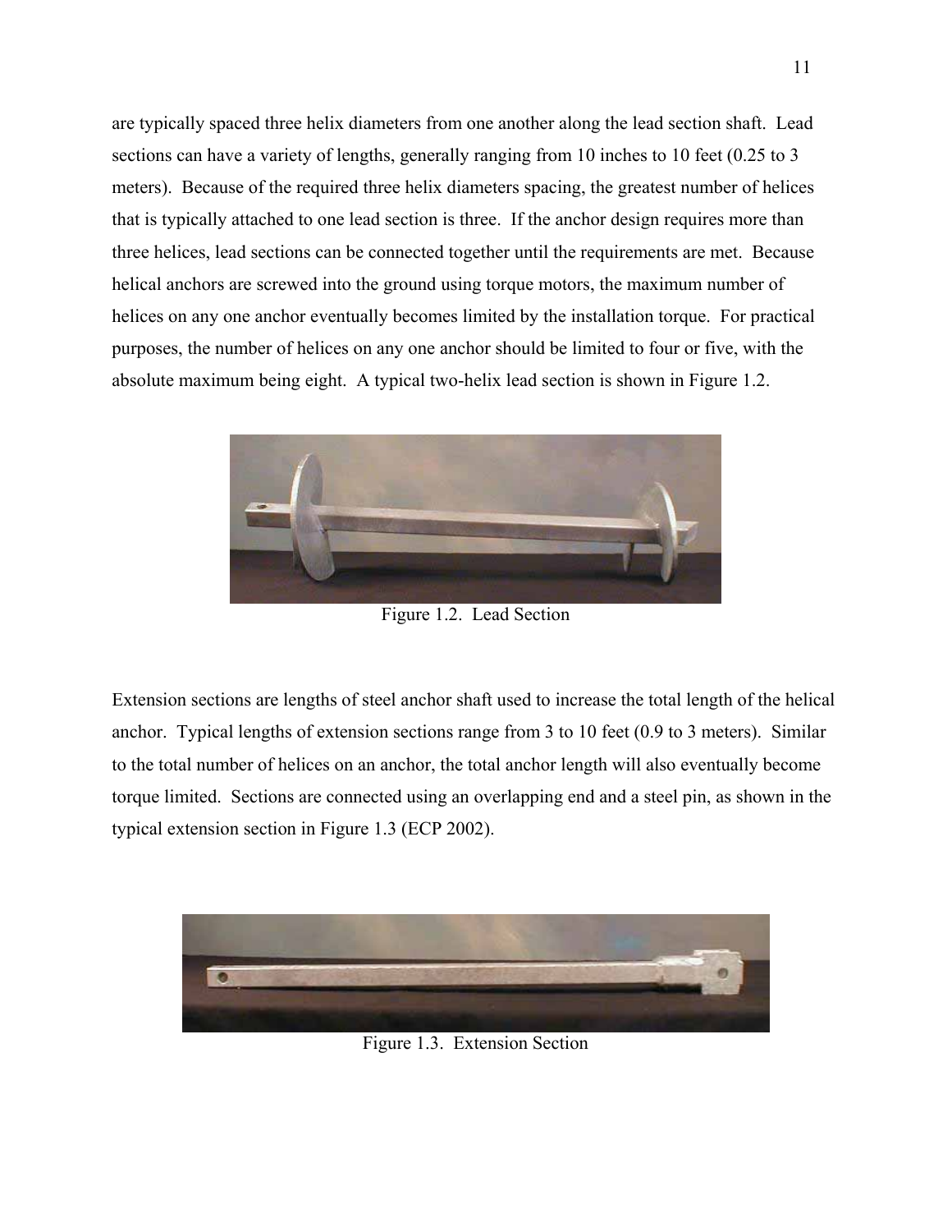are typically spaced three helix diameters from one another along the lead section shaft. Lead sections can have a variety of lengths, generally ranging from 10 inches to 10 feet (0.25 to 3 meters). Because of the required three helix diameters spacing, the greatest number of helices that is typically attached to one lead section is three. If the anchor design requires more than three helices, lead sections can be connected together until the requirements are met. Because helical anchors are screwed into the ground using torque motors, the maximum number of helices on any one anchor eventually becomes limited by the installation torque. For practical purposes, the number of helices on any one anchor should be limited to four or five, with the absolute maximum being eight. A typical two-helix lead section is shown in Figure 1.2.

Figure 1.2. Lead Section

Extension sections are lengths of steel anchor shaft used to increase the total length of the helical anchor. Typical lengths of extension sections range from 3 to 10 feet (0.9 to 3 meters). Similar to the total number of helices on an anchor, the total anchor length will also eventually become torque limited. Sections are connected using an overlapping end and a steel pin, as shown in the typical extension section in Figure 1.3 (ECP 2002).

Figure 1.3. Extension Section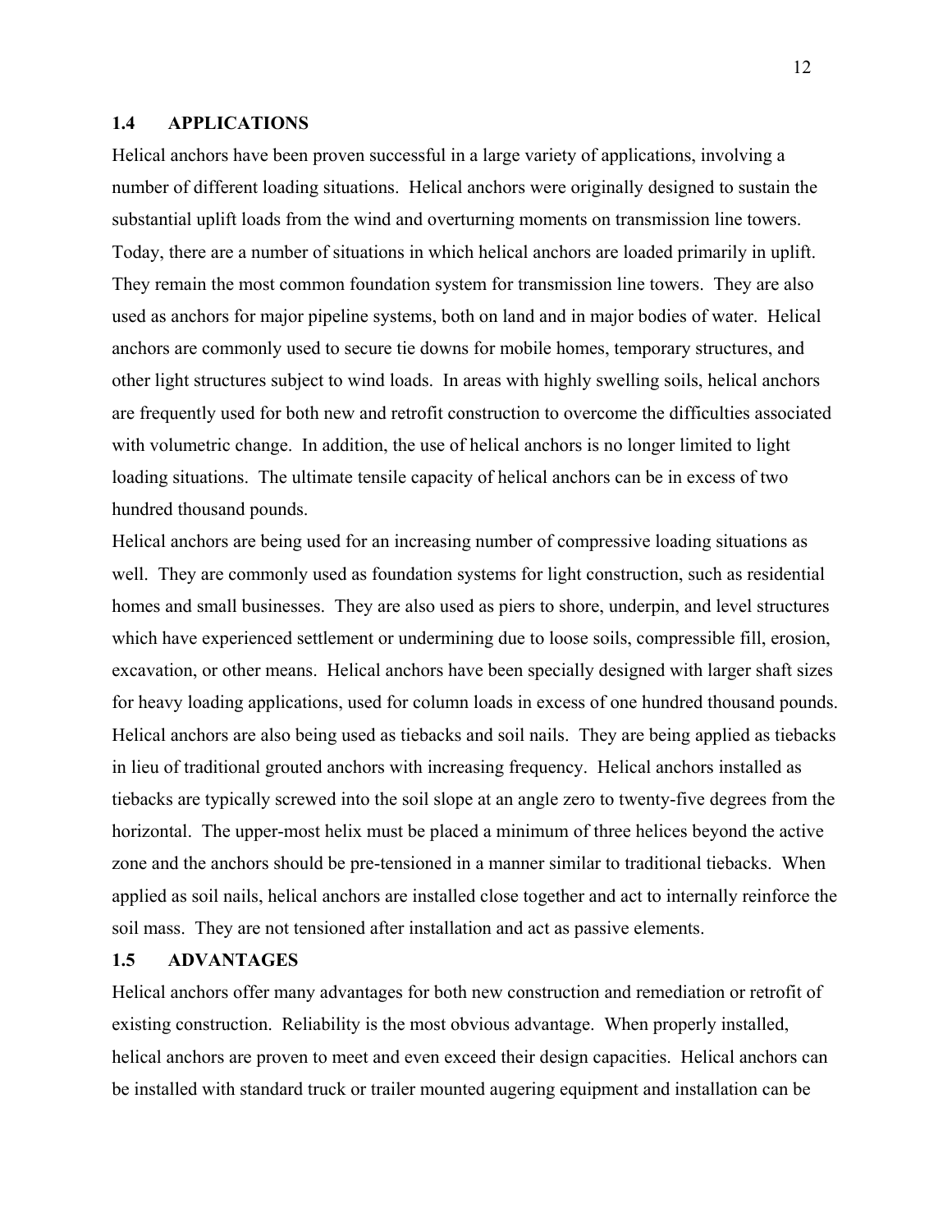## 1.4 APPLICATIONS

Helical anchors have been proven successful in a large variety of applications, involving a number of different loading situations. Helical anchors were originally designed to sustain the substantial uplift loads from the wind and overturning moments on transmission line towers. Today, there are a number of situations in which helical anchors are loaded primarily in uplift. They remain the most common foundation system for transmission line towers. They are also used as anchors for major pipeline systems, both on land and in major bodies of water. Helical anchors are commonly used to secure tie downs for mobile homes, temporary structures, and other light structures subject to wind loads. In areas with highly swelling soils, helical anchors are frequently used for both new and retrofit construction to overcome the difficulties associated with volumetric change. In addition, the use of helical anchors is no longer limited to light loading situations. The ultimate tensile capacity of helical anchors can be in excess of two hundred thousand pounds.

Helical anchors are being used for an increasing number of compressive loading situations as well. They are commonly used as foundation systems for light construction, such as residential homes and small businesses. They are also used as piers to shore, underpin, and level structures which have experienced settlement or undermining due to loose soils, compressible fill, erosion, excavation, or other means. Helical anchors have been specially designed with larger shaft sizes for heavy loading applications, used for column loads in excess of one hundred thousand pounds. Helical anchors are also being used as tiebacks and soil nails. They are being applied as tiebacks in lieu of traditional grouted anchors with increasing frequency. Helical anchors installed as tiebacks are typically screwed into the soil slope at an angle zero to twenty-five degrees from the horizontal. The upper-most helix must be placed a minimum of three helices beyond the active zone and the anchors should be pre-tensioned in a manner similar to traditional tiebacks. When applied as soil nails, helical anchors are installed close together and act to internally reinforce the soil mass. They are not tensioned after installation and act as passive elements.

## 1.5 ADVANTAGES

Helical anchors offer many advantages for both new construction and remediation or retrofit of existing construction. Reliability is the most obvious advantage. When properly installed, helical anchors are proven to meet and even exceed their design capacities. Helical anchors can be installed with standard truck or trailer mounted augering equipment and installation can be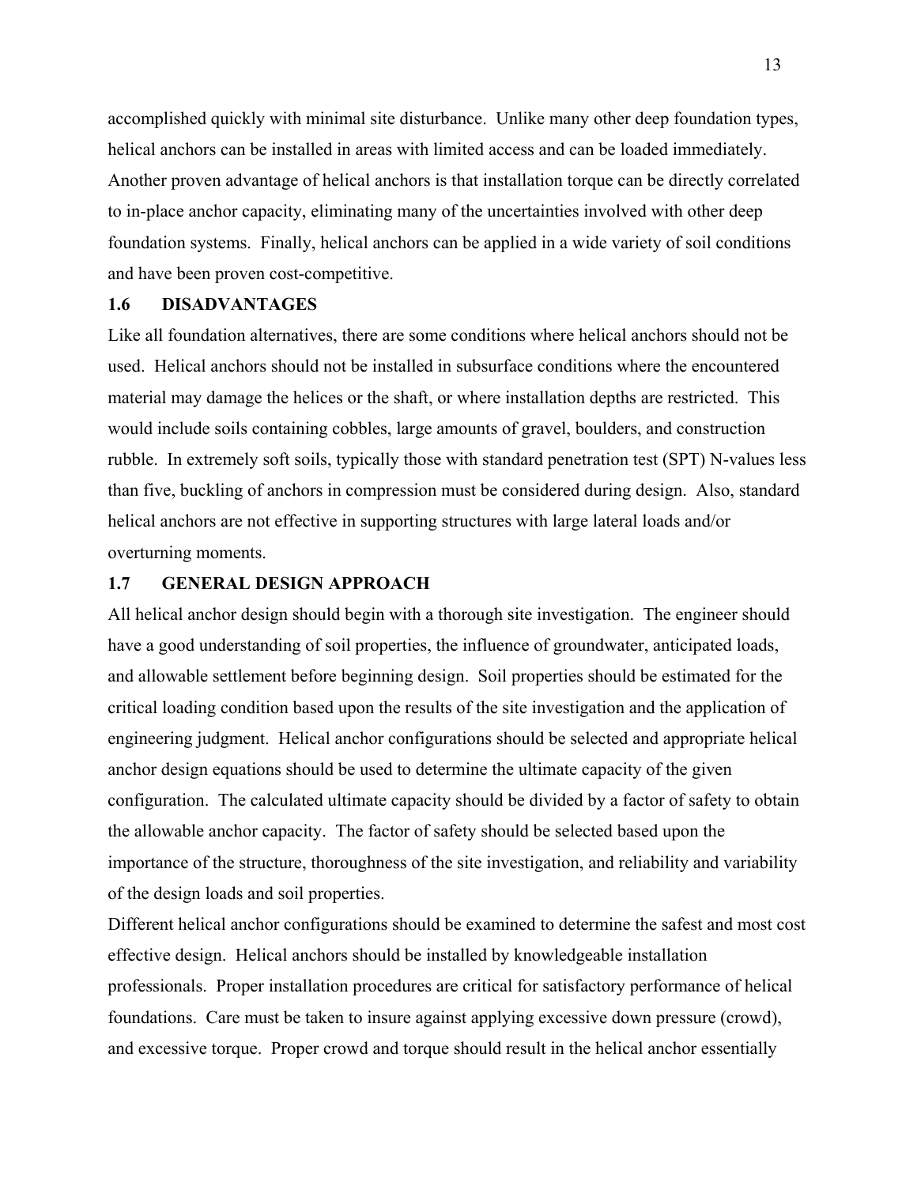accomplished quickly with minimal site disturbance. Unlike many other deep foundation types, helical anchors can be installed in areas with limited access and can be loaded immediately. Another proven advantage of helical anchors is that installation torque can be directly correlated to in-place anchor capacity, eliminating many of the uncertainties involved with other deep foundation systems. Finally, helical anchors can be applied in a wide variety of soil conditions and have been proven cost-competitive.

### 1.6 DISADVANTAGES

Like all foundation alternatives, there are some conditions where helical anchors should not be used. Helical anchors should not be installed in subsurface conditions where the encountered material may damage the helices or the shaft, or where installation depths are restricted. This would include soils containing cobbles, large amounts of gravel, boulders, and construction rubble. In extremely soft soils, typically those with standard penetration test (SPT) N-values less than five, buckling of anchors in compression must be considered during design. Also, standard helical anchors are not effective in supporting structures with large lateral loads and/or overturning moments.

### 1.7 GENERAL DESIGN APPROACH

All helical anchor design should begin with a thorough site investigation. The engineer should have a good understanding of soil properties, the influence of groundwater, anticipated loads, and allowable settlement before beginning design. Soil properties should be estimated for the critical loading condition based upon the results of the site investigation and the application of engineering judgment. Helical anchor configurations should be selected and appropriate helical anchor design equations should be used to determine the ultimate capacity of the given configuration. The calculated ultimate capacity should be divided by a factor of safety to obtain the allowable anchor capacity. The factor of safety should be selected based upon the importance of the structure, thoroughness of the site investigation, and reliability and variability of the design loads and soil properties.

Different helical anchor configurations should be examined to determine the safest and most cost effective design. Helical anchors should be installed by knowledgeable installation professionals. Proper installation procedures are critical for satisfactory performance of helical foundations. Care must be taken to insure against applying excessive down pressure (crowd), and excessive torque. Proper crowd and torque should result in the helical anchor essentially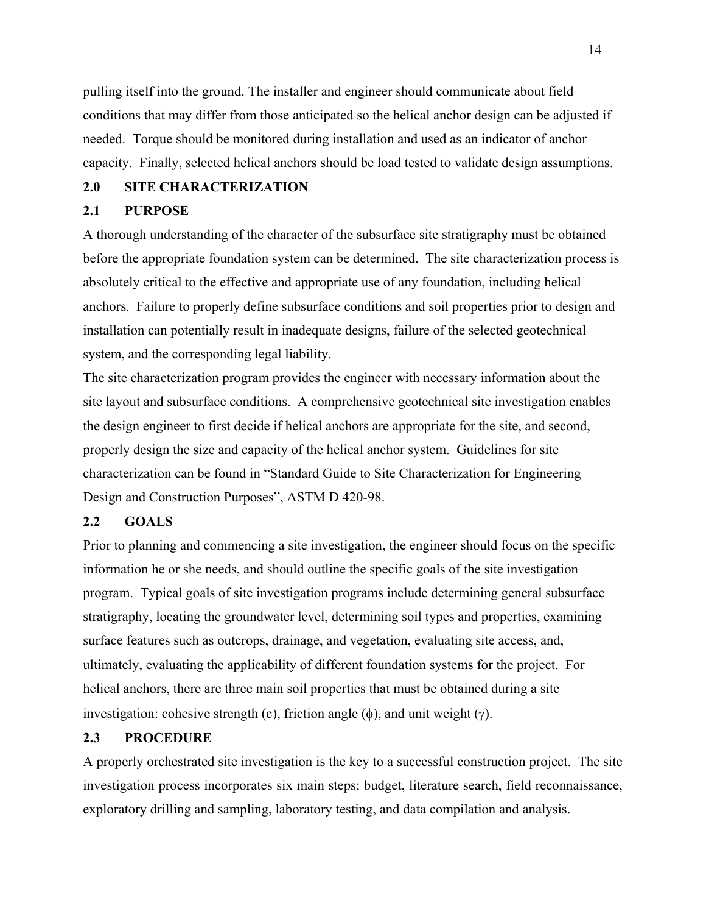pulling itself into the ground. The installer and engineer should communicate about field conditions that may differ from those anticipated so the helical anchor design can be adjusted if needed. Torque should be monitored during installation and used as an indicator of anchor capacity. Finally, selected helical anchors should be load tested to validate design assumptions.

## 2.0 SITE CHARACTERIZATION

### 2.1 PURPOSE

A thorough understanding of the character of the subsurface site stratigraphy must be obtained before the appropriate foundation system can be determined. The site characterization process is absolutely critical to the effective and appropriate use of any foundation, including helical anchors. Failure to properly define subsurface conditions and soil properties prior to design and installation can potentially result in inadequate designs, failure of the selected geotechnical system, and the corresponding legal liability.

The site characterization program provides the engineer with necessary information about the site layout and subsurface conditions. A comprehensive geotechnical site investigation enables the design engineer to first decide if helical anchors are appropriate for the site, and second, properly design the size and capacity of the helical anchor system. Guidelines for site characterization can be found in "Standard Guide to Site Characterization for Engineering Design and Construction Purposes", ASTM D 420-98.

### 2.2 GOALS

Prior to planning and commencing a site investigation, the engineer should focus on the specific information he or she needs, and should outline the specific goals of the site investigation program. Typical goals of site investigation programs include determining general subsurface stratigraphy, locating the groundwater level, determining soil types and properties, examining surface features such as outcrops, drainage, and vegetation, evaluating site access, and, ultimately, evaluating the applicability of different foundation systems for the project. For helical anchors, there are three main soil properties that must be obtained during a site investigation: cohesive strength ($c$), friction angle ($\phi$), and unit weight ($\gamma$).

### 2.3 PROCEDURE

A properly orchestrated site investigation is the key to a successful construction project. The site investigation process incorporates six main steps: budget, literature search, field reconnaissance, exploratory drilling and sampling, laboratory testing, and data compilation and analysis.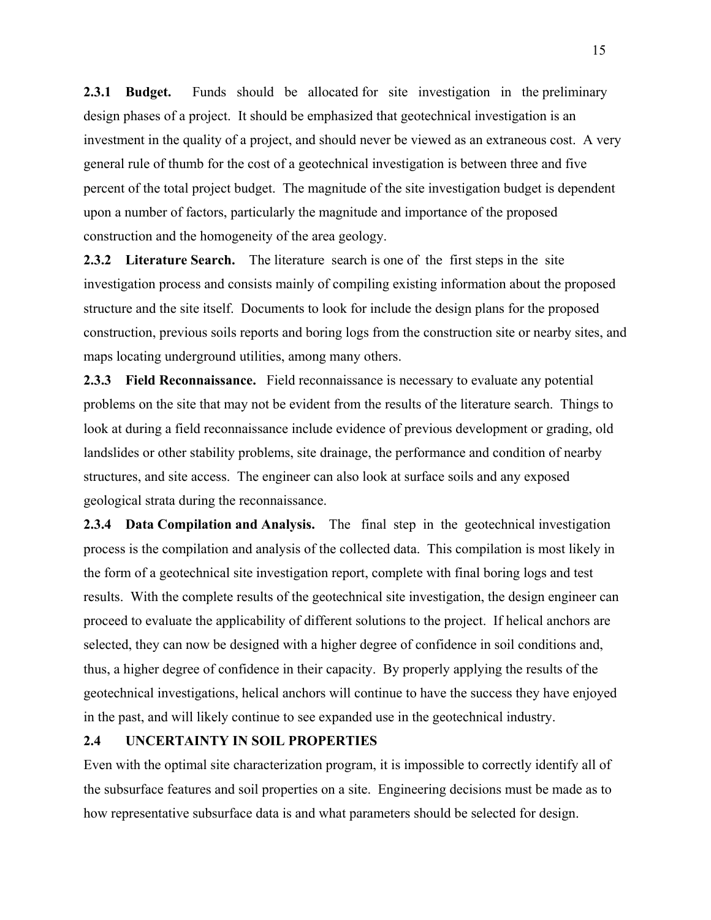**2.3.1 Budget.** Funds should be allocated for site investigation in the preliminary design phases of a project. It should be emphasized that geotechnical investigation is an investment in the quality of a project, and should never be viewed as an extraneous cost. A very general rule of thumb for the cost of a geotechnical investigation is between three and five percent of the total project budget. The magnitude of the site investigation budget is dependent upon a number of factors, particularly the magnitude and importance of the proposed construction and the homogeneity of the area geology.

**2.3.2 Literature Search.** The literature search is one of the first steps in the site investigation process and consists mainly of compiling existing information about the proposed structure and the site itself. Documents to look for include the design plans for the proposed construction, previous soils reports and boring logs from the construction site or nearby sites, and maps locating underground utilities, among many others.

**2.3.3 Field Reconnaissance.** Field reconnaissance is necessary to evaluate any potential problems on the site that may not be evident from the results of the literature search. Things to look at during a field reconnaissance include evidence of previous development or grading, old landslides or other stability problems, site drainage, the performance and condition of nearby structures, and site access. The engineer can also look at surface soils and any exposed geological strata during the reconnaissance.

**2.3.4 Data Compilation and Analysis.** The final step in the geotechnical investigation process is the compilation and analysis of the collected data. This compilation is most likely in the form of a geotechnical site investigation report, complete with final boring logs and test results. With the complete results of the geotechnical site investigation, the design engineer can proceed to evaluate the applicability of different solutions to the project. If helical anchors are selected, they can now be designed with a higher degree of confidence in soil conditions and, thus, a higher degree of confidence in their capacity. By properly applying the results of the geotechnical investigations, helical anchors will continue to have the success they have enjoyed in the past, and will likely continue to see expanded use in the geotechnical industry.

## 2.4 UNCERTAINTY IN SOIL PROPERTIES

Even with the optimal site characterization program, it is impossible to correctly identify all of the subsurface features and soil properties on a site. Engineering decisions must be made as to how representative subsurface data is and what parameters should be selected for design.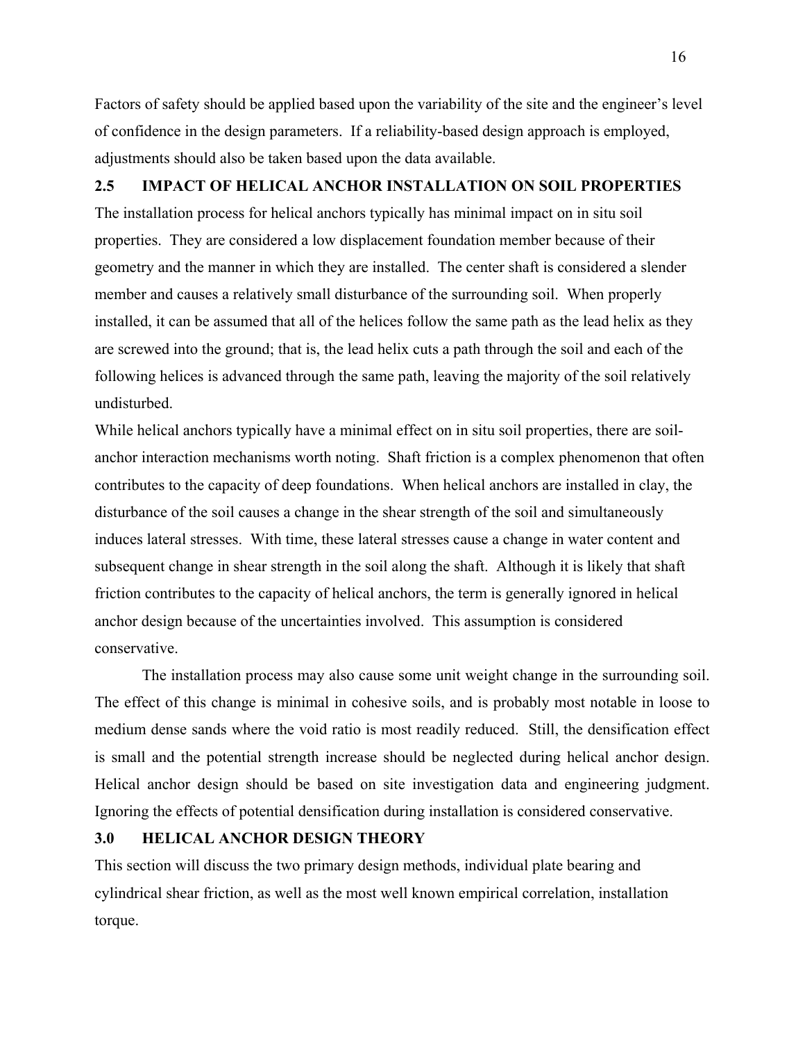Factors of safety should be applied based upon the variability of the site and the engineer's level of confidence in the design parameters. If a reliability-based design approach is employed, adjustments should also be taken based upon the data available.

## 2.5 IMPACT OF HELICAL ANCHOR INSTALLATION ON SOIL PROPERTIES

The installation process for helical anchors typically has minimal impact on in situ soil properties. They are considered a low displacement foundation member because of their geometry and the manner in which they are installed. The center shaft is considered a slender member and causes a relatively small disturbance of the surrounding soil. When properly installed, it can be assumed that all of the helices follow the same path as the lead helix as they are screwed into the ground; that is, the lead helix cuts a path through the soil and each of the following helices is advanced through the same path, leaving the majority of the soil relatively undisturbed.

While helical anchors typically have a minimal effect on in situ soil properties, there are soil-anchor interaction mechanisms worth noting. Shaft friction is a complex phenomenon that often contributes to the capacity of deep foundations. When helical anchors are installed in clay, the disturbance of the soil causes a change in the shear strength of the soil and simultaneously induces lateral stresses. With time, these lateral stresses cause a change in water content and subsequent change in shear strength in the soil along the shaft. Although it is likely that shaft friction contributes to the capacity of helical anchors, the term is generally ignored in helical anchor design because of the uncertainties involved. This assumption is considered conservative.

The installation process may also cause some unit weight change in the surrounding soil. The effect of this change is minimal in cohesive soils, and is probably most notable in loose to medium dense sands where the void ratio is most readily reduced. Still, the densification effect is small and the potential strength increase should be neglected during helical anchor design. Helical anchor design should be based on site investigation data and engineering judgment. Ignoring the effects of potential densification during installation is considered conservative.

# 3.0 HELICAL ANCHOR DESIGN THEORY

This section will discuss the two primary design methods, individual plate bearing and cylindrical shear friction, as well as the most well known empirical correlation, installation torque.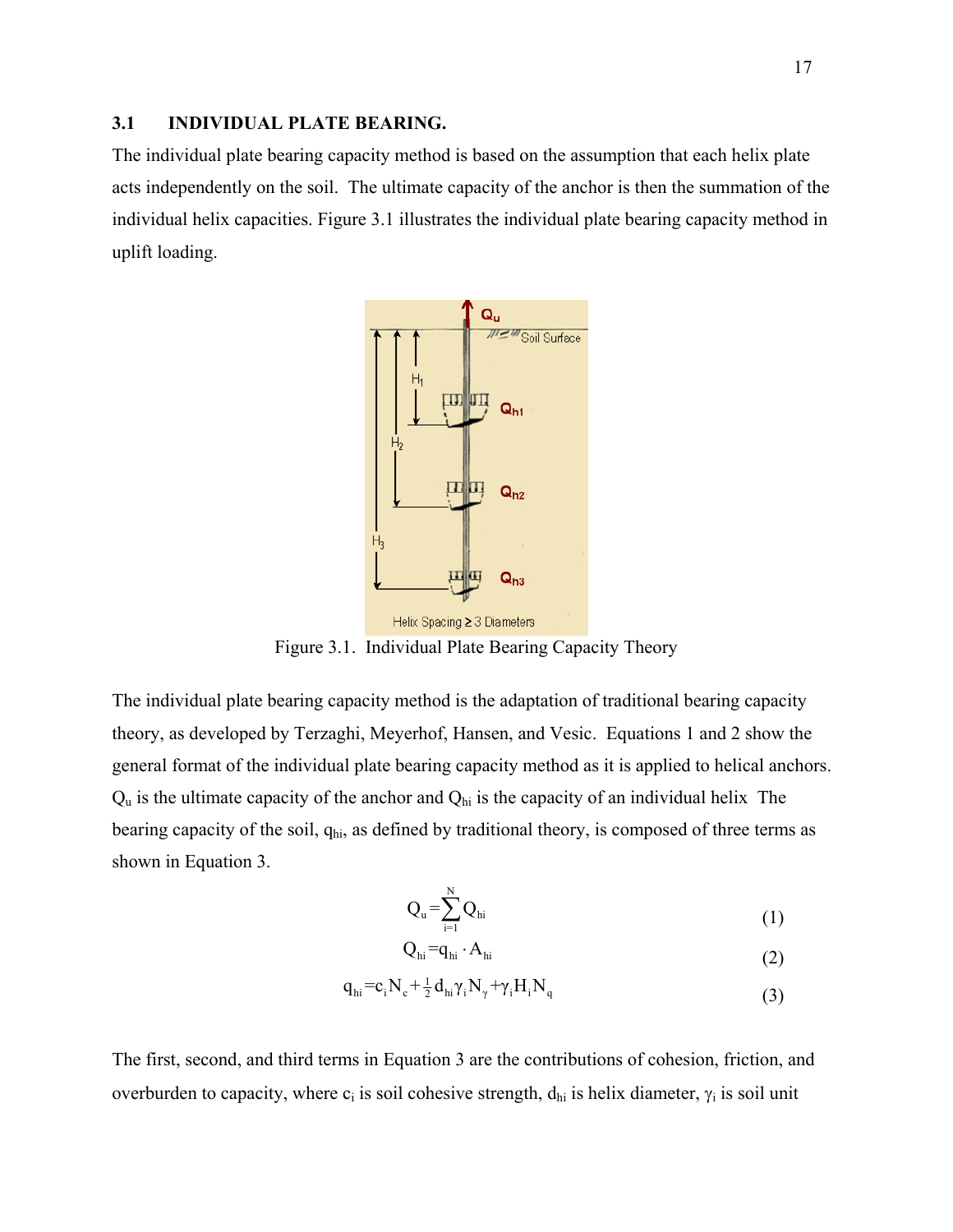## 3.1 INDIVIDUAL PLATE BEARING.

The individual plate bearing capacity method is based on the assumption that each helix plate acts independently on the soil. The ultimate capacity of the anchor is then the summation of the individual helix capacities. Figure 3.1 illustrates the individual plate bearing capacity method in uplift loading.

Figure 3.1. Individual Plate Bearing Capacity Theory

The individual plate bearing capacity method is the adaptation of traditional bearing capacity theory, as developed by Terzaghi, Meyerhof, Hansen, and Vesic. Equations 1 and 2 show the general format of the individual plate bearing capacity method as it is applied to helical anchors. $Q_u$ is the ultimate capacity of the anchor and $Q_{hi}$ is the capacity of an individual helix The bearing capacity of the soil, $q_{hi}$, as defined by traditional theory, is composed of three terms as shown in Equation 3.

$$Q_u = \sum_{i=1}^{N} Q_{hi} \tag{1}$$

$$Q_{hi} = q_{hi} \cdot A_{hi} \tag{2}$$

$$q_{hi} = c_i N_c + \tfrac{1}{2} d_{hi} \gamma_i N_\gamma + \gamma_i H_i N_q \tag{3}$$

The first, second, and third terms in Equation 3 are the contributions of cohesion, friction, and overburden to capacity, where $c_i$ is soil cohesive strength, $d_{hi}$ is helix diameter, $\gamma_i$ is soil unit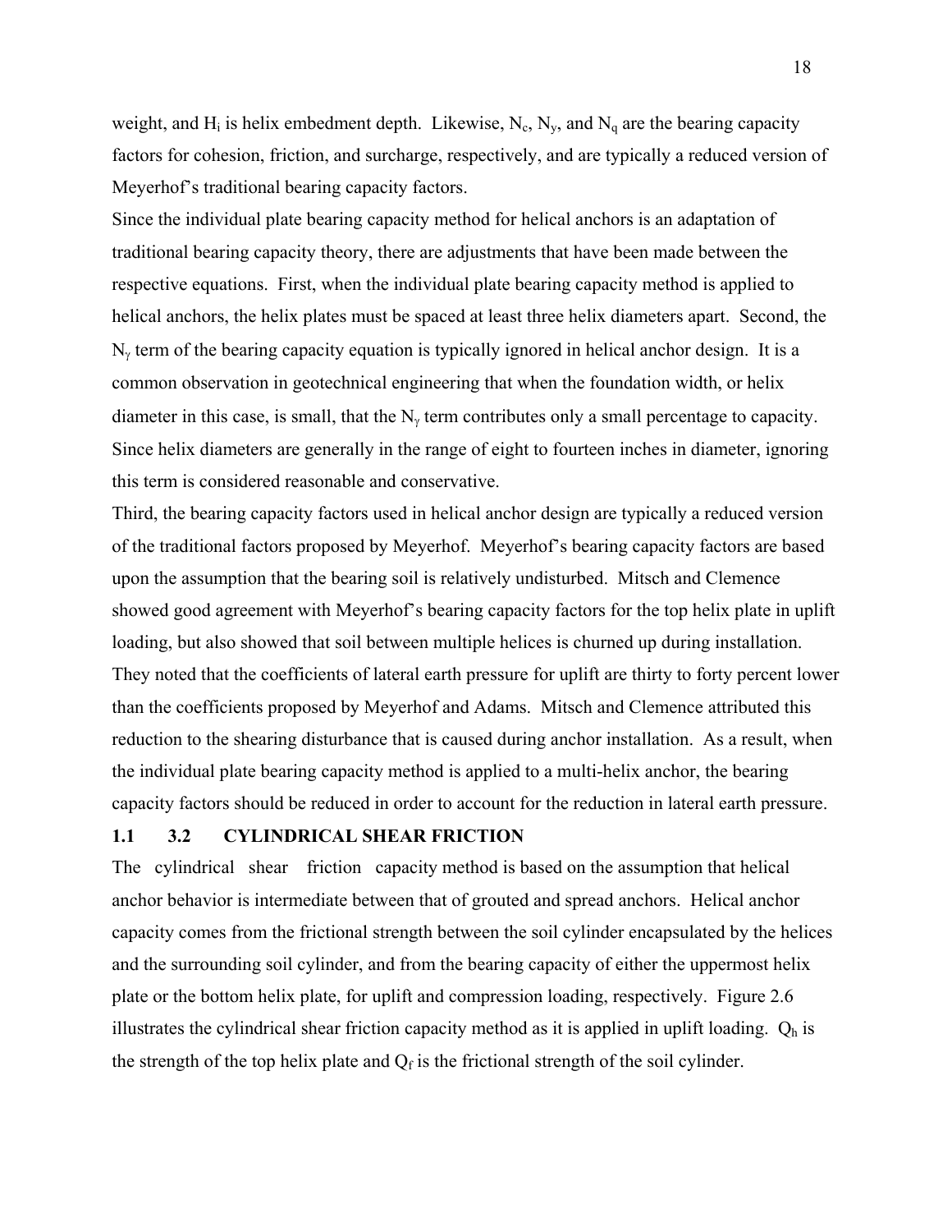weight, and $H_i$ is helix embedment depth. Likewise, $N_c$, $N_y$, and $N_q$ are the bearing capacity factors for cohesion, friction, and surcharge, respectively, and are typically a reduced version of Meyerhof's traditional bearing capacity factors.

Since the individual plate bearing capacity method for helical anchors is an adaptation of traditional bearing capacity theory, there are adjustments that have been made between the respective equations. First, when the individual plate bearing capacity method is applied to helical anchors, the helix plates must be spaced at least three helix diameters apart. Second, the $N_\gamma$ term of the bearing capacity equation is typically ignored in helical anchor design. It is a common observation in geotechnical engineering that when the foundation width, or helix diameter in this case, is small, that the $N_\gamma$ term contributes only a small percentage to capacity. Since helix diameters are generally in the range of eight to fourteen inches in diameter, ignoring this term is considered reasonable and conservative.

Third, the bearing capacity factors used in helical anchor design are typically a reduced version of the traditional factors proposed by Meyerhof. Meyerhof's bearing capacity factors are based upon the assumption that the bearing soil is relatively undisturbed. Mitsch and Clemence showed good agreement with Meyerhof's bearing capacity factors for the top helix plate in uplift loading, but also showed that soil between multiple helices is churned up during installation. They noted that the coefficients of lateral earth pressure for uplift are thirty to forty percent lower than the coefficients proposed by Meyerhof and Adams. Mitsch and Clemence attributed this reduction to the shearing disturbance that is caused during anchor installation. As a result, when the individual plate bearing capacity method is applied to a multi-helix anchor, the bearing capacity factors should be reduced in order to account for the reduction in lateral earth pressure.

### 1.1 3.2 CYLINDRICAL SHEAR FRICTION

The cylindrical shear friction capacity method is based on the assumption that helical anchor behavior is intermediate between that of grouted and spread anchors. Helical anchor capacity comes from the frictional strength between the soil cylinder encapsulated by the helices and the surrounding soil cylinder, and from the bearing capacity of either the uppermost helix plate or the bottom helix plate, for uplift and compression loading, respectively. Figure 2.6 illustrates the cylindrical shear friction capacity method as it is applied in uplift loading. $Q_h$ is the strength of the top helix plate and $Q_f$ is the frictional strength of the soil cylinder.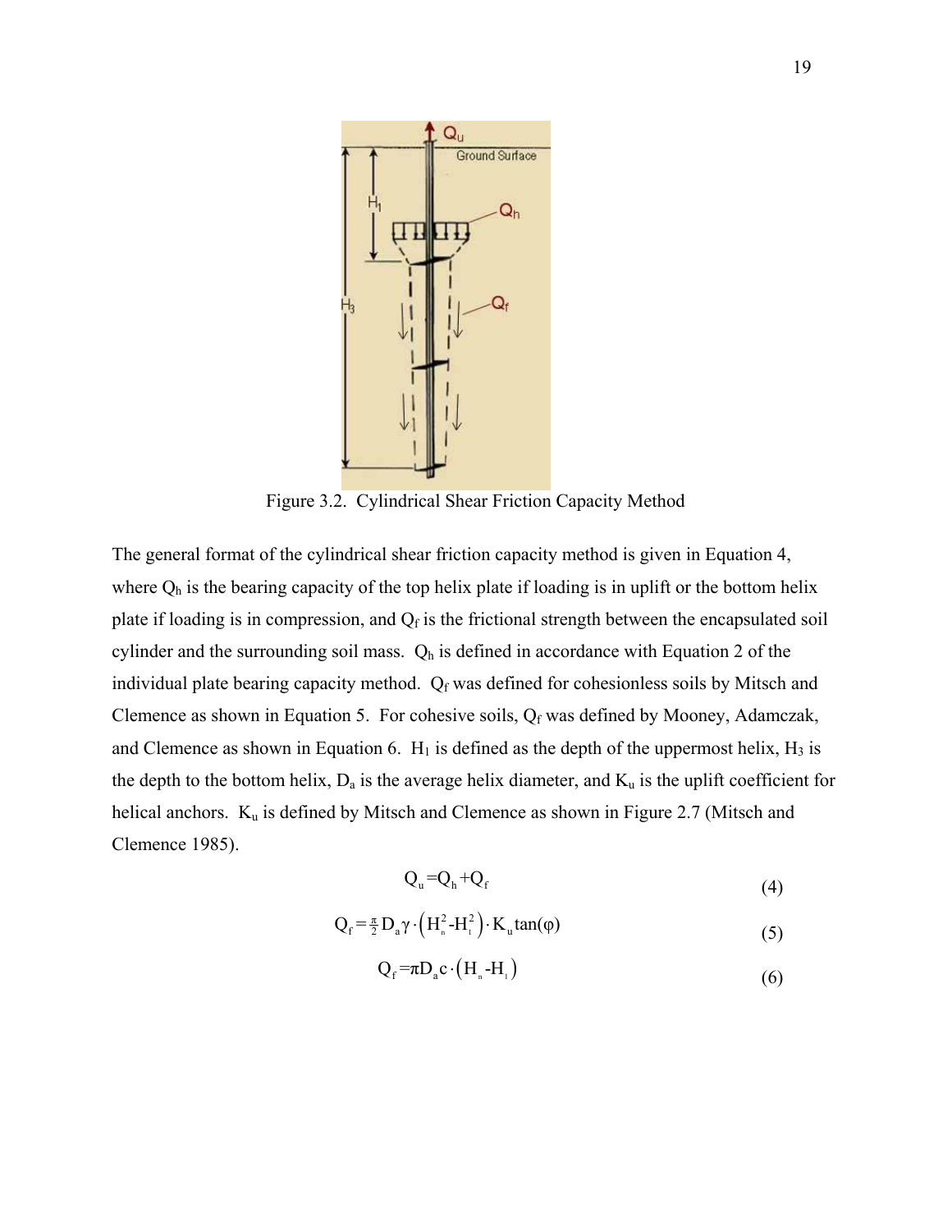Figure 3.2. Cylindrical Shear Friction Capacity Method

The general format of the cylindrical shear friction capacity method is given in Equation 4, where $Q_h$ is the bearing capacity of the top helix plate if loading is in uplift or the bottom helix plate if loading is in compression, and $Q_f$ is the frictional strength between the encapsulated soil cylinder and the surrounding soil mass. $Q_h$ is defined in accordance with Equation 2 of the individual plate bearing capacity method. $Q_f$ was defined for cohesionless soils by Mitsch and Clemence as shown in Equation 5. For cohesive soils, $Q_f$ was defined by Mooney, Adamczak, and Clemence as shown in Equation 6. $H_1$ is defined as the depth of the uppermost helix, $H_3$ is the depth to the bottom helix, $D_a$ is the average helix diameter, and $K_u$ is the uplift coefficient for helical anchors. $K_u$ is defined by Mitsch and Clemence as shown in Figure 2.7 (Mitsch and Clemence 1985).

$$Q_u = Q_h + Q_f \tag{4}$$

$$Q_f = \frac{\pi}{2} D_a \gamma \cdot \left(H_n^2 - H_1^2\right) \cdot K_u \tan(\varphi) \tag{5}$$

$$Q_f = \pi D_a c \cdot \left(H_n - H_1\right) \tag{6}$$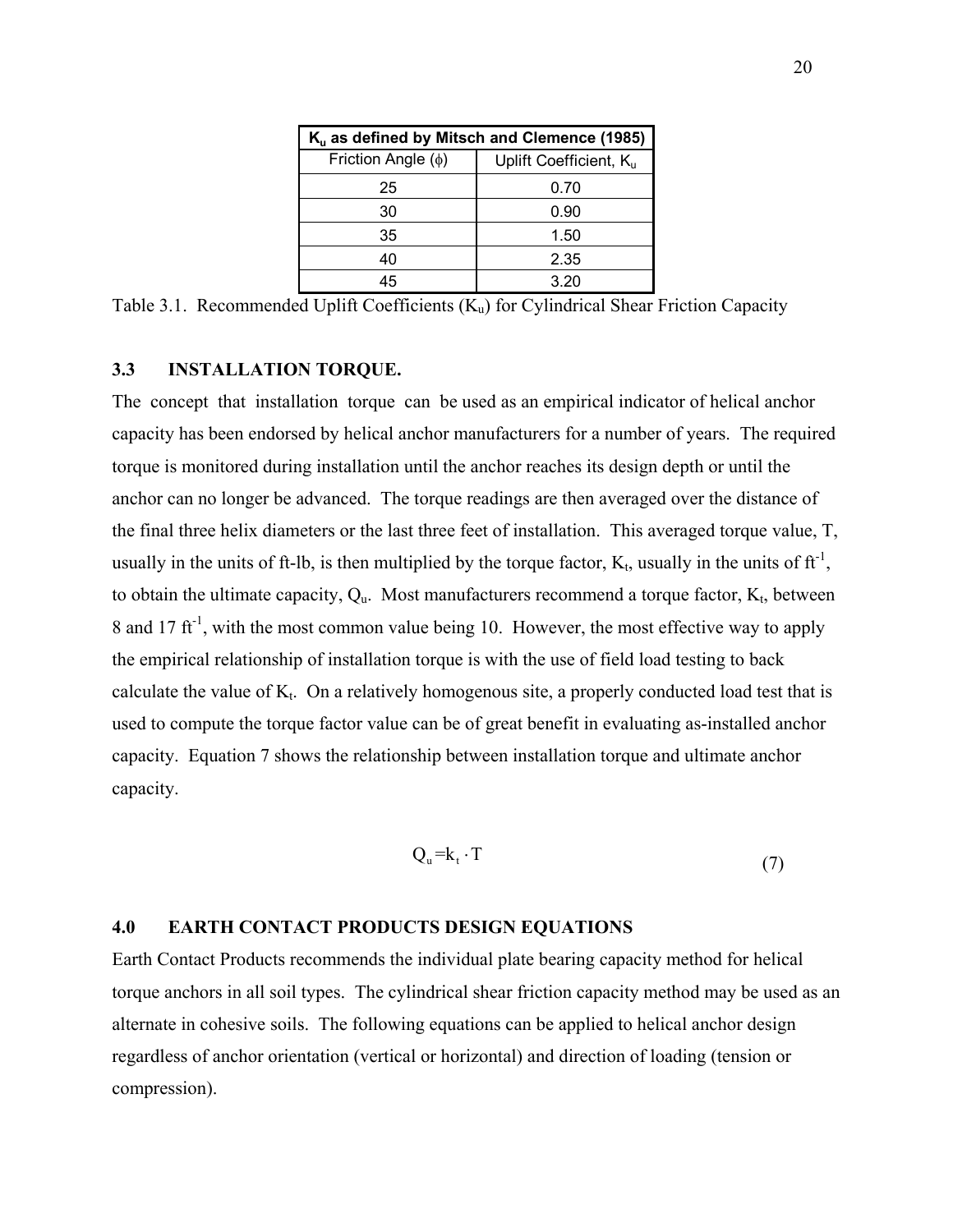| $K_u$ as defined by Mitsch and Clemence (1985) | |
| --- | --- |
| Friction Angle ($\phi$) | Uplift Coefficient, $K_u$ |
| 25 | 0.70 |
| 30 | 0.90 |
| 35 | 1.50 |
| 40 | 2.35 |
| 45 | 3.20 |

Table 3.1. Recommended Uplift Coefficients ($K_u$) for Cylindrical Shear Friction Capacity

### 3.3 INSTALLATION TORQUE.

The concept that installation torque can be used as an empirical indicator of helical anchor capacity has been endorsed by helical anchor manufacturers for a number of years. The required torque is monitored during installation until the anchor reaches its design depth or until the anchor can no longer be advanced. The torque readings are then averaged over the distance of the final three helix diameters or the last three feet of installation. This averaged torque value, T, usually in the units of ft-lb, is then multiplied by the torque factor, $K_t$, usually in the units of $ft^{-1}$, to obtain the ultimate capacity, $Q_u$. Most manufacturers recommend a torque factor, $K_t$, between 8 and 17 $ft^{-1}$, with the most common value being 10. However, the most effective way to apply the empirical relationship of installation torque is with the use of field load testing to back calculate the value of $K_t$. On a relatively homogenous site, a properly conducted load test that is used to compute the torque factor value can be of great benefit in evaluating as-installed anchor capacity. Equation 7 shows the relationship between installation torque and ultimate anchor capacity.

$$Q_u = k_t \cdot T \tag{7}$$

## 4.0 EARTH CONTACT PRODUCTS DESIGN EQUATIONS

Earth Contact Products recommends the individual plate bearing capacity method for helical torque anchors in all soil types. The cylindrical shear friction capacity method may be used as an alternate in cohesive soils. The following equations can be applied to helical anchor design regardless of anchor orientation (vertical or horizontal) and direction of loading (tension or compression).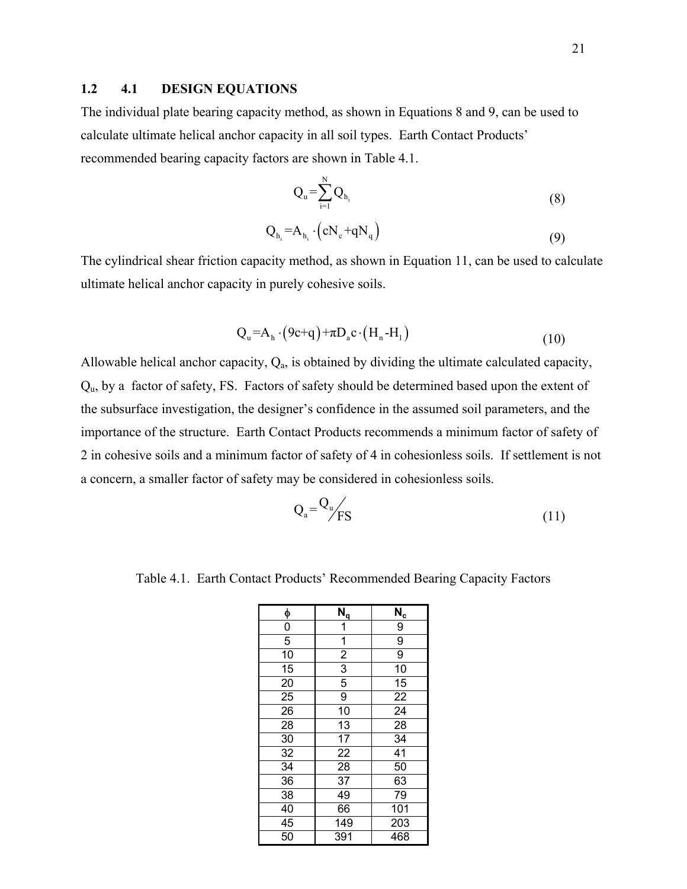## 1.2 4.1 DESIGN EQUATIONS

The individual plate bearing capacity method, as shown in Equations 8 and 9, can be used to calculate ultimate helical anchor capacity in all soil types. Earth Contact Products' recommended bearing capacity factors are shown in Table 4.1.

$$Q_u = \sum_{i=1}^{N} Q_{h_i} \tag{8}$$

$$Q_{h_i} = A_{h_i} \cdot \left(cN_c + qN_q\right) \tag{9}$$

The cylindrical shear friction capacity method, as shown in Equation 11, can be used to calculate ultimate helical anchor capacity in purely cohesive soils.

$$Q_u = A_h \cdot \left(9c + q\right) + \pi D_a c \cdot \left(H_n - H_1\right) \tag{10}$$

Allowable helical anchor capacity, $Q_a$, is obtained by dividing the ultimate calculated capacity, $Q_u$, by a factor of safety, FS. Factors of safety should be determined based upon the extent of the subsurface investigation, the designer's confidence in the assumed soil parameters, and the importance of the structure. Earth Contact Products recommends a minimum factor of safety of 2 in cohesive soils and a minimum factor of safety of 4 in cohesionless soils. If settlement is not a concern, a smaller factor of safety may be considered in cohesionless soils.

$$Q_a = Q_u / FS \tag{11}$$

Table 4.1. Earth Contact Products' Recommended Bearing Capacity Factors

| $\phi$ | $N_q$ | $N_c$ |
|---|---|---|
| 0 | 1 | 9 |
| 5 | 1 | 9 |
| 10 | 2 | 9 |
| 15 | 3 | 10 |
| 20 | 5 | 15 |
| 25 | 9 | 22 |
| 26 | 10 | 24 |
| 28 | 13 | 28 |
| 30 | 17 | 34 |
| 32 | 22 | 41 |
| 34 | 28 | 50 |
| 36 | 37 | 63 |
| 38 | 49 | 79 |
| 40 | 66 | 101 |
| 45 | 149 | 203 |
| 50 | 391 | 468 |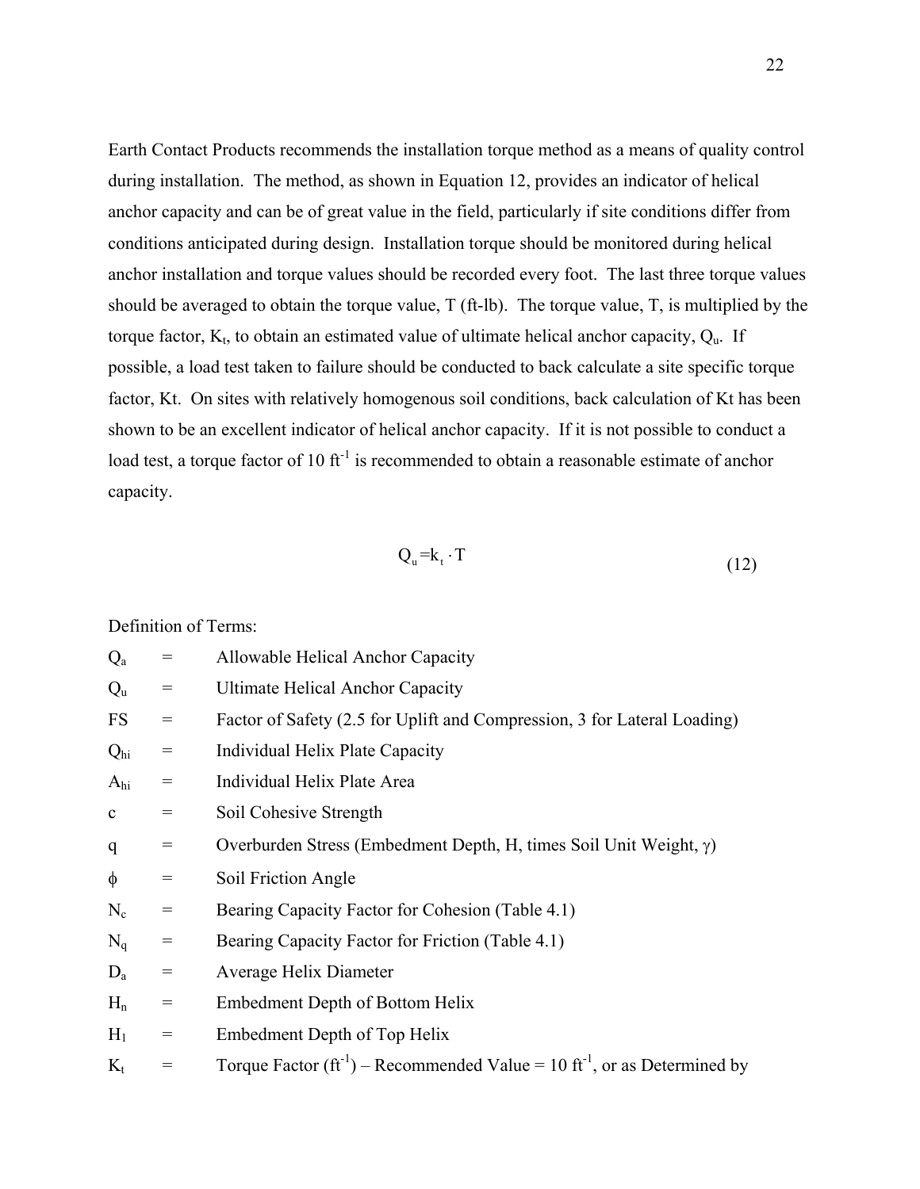Earth Contact Products recommends the installation torque method as a means of quality control during installation. The method, as shown in Equation 12, provides an indicator of helical anchor capacity and can be of great value in the field, particularly if site conditions differ from conditions anticipated during design. Installation torque should be monitored during helical anchor installation and torque values should be recorded every foot. The last three torque values should be averaged to obtain the torque value, T (ft-lb). The torque value, T, is multiplied by the torque factor, $K_t$, to obtain an estimated value of ultimate helical anchor capacity, $Q_u$. If possible, a load test taken to failure should be conducted to back calculate a site specific torque factor, Kt. On sites with relatively homogenous soil conditions, back calculation of Kt has been shown to be an excellent indicator of helical anchor capacity. If it is not possible to conduct a load test, a torque factor of 10 $ft^{-1}$ is recommended to obtain a reasonable estimate of anchor capacity.

$$Q_u = k_t \cdot T \tag{12}$$

Definition of Terms:

$Q_a$ = Allowable Helical Anchor Capacity

$Q_u$ = Ultimate Helical Anchor Capacity

FS = Factor of Safety (2.5 for Uplift and Compression, 3 for Lateral Loading)

$Q_{hi}$ = Individual Helix Plate Capacity

$A_{hi}$ = Individual Helix Plate Area

c = Soil Cohesive Strength

q = Overburden Stress (Embedment Depth, H, times Soil Unit Weight, $\gamma$)

$\phi$ = Soil Friction Angle

$N_c$ = Bearing Capacity Factor for Cohesion (Table 4.1)

$N_q$ = Bearing Capacity Factor for Friction (Table 4.1)

$D_a$ = Average Helix Diameter

$H_n$ = Embedment Depth of Bottom Helix

$H_1$ = Embedment Depth of Top Helix

$K_t$ = Torque Factor ($ft^{-1}$) – Recommended Value = 10 $ft^{-1}$, or as Determined by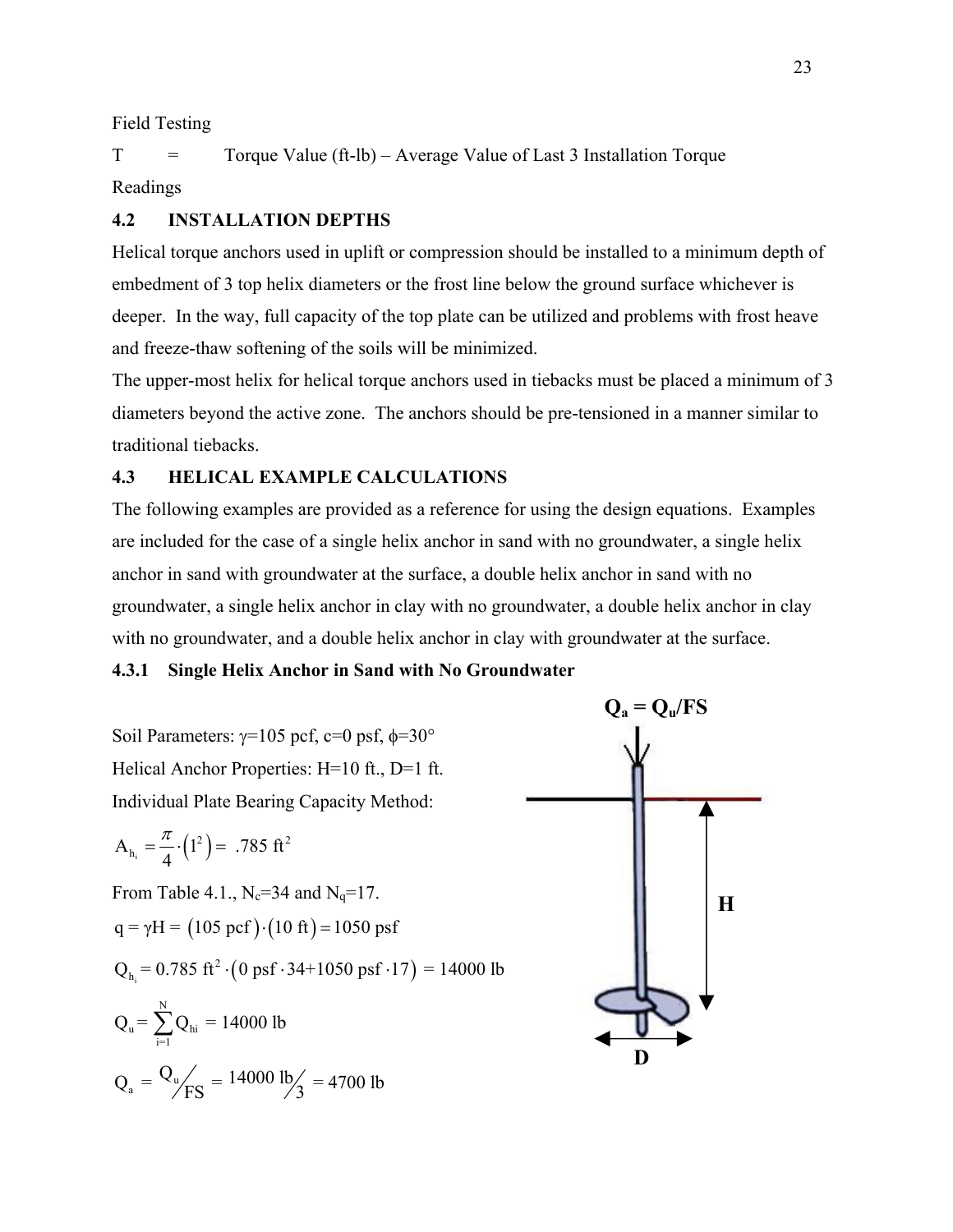Field Testing

T = Torque Value (ft-lb) – Average Value of Last 3 Installation Torque Readings

### 4.2 INSTALLATION DEPTHS

Helical torque anchors used in uplift or compression should be installed to a minimum depth of embedment of 3 top helix diameters or the frost line below the ground surface whichever is deeper. In the way, full capacity of the top plate can be utilized and problems with frost heave and freeze-thaw softening of the soils will be minimized.

The upper-most helix for helical torque anchors used in tiebacks must be placed a minimum of 3 diameters beyond the active zone. The anchors should be pre-tensioned in a manner similar to traditional tiebacks.

### 4.3 HELICAL EXAMPLE CALCULATIONS

The following examples are provided as a reference for using the design equations. Examples are included for the case of a single helix anchor in sand with no groundwater, a single helix anchor in sand with groundwater at the surface, a double helix anchor in sand with no groundwater, a single helix anchor in clay with no groundwater, a double helix anchor in clay with no groundwater, and a double helix anchor in clay with groundwater at the surface.

#### 4.3.1 Single Helix Anchor in Sand with No Groundwater

**$Q_a = Q_u/FS$**

Soil Parameters: $\gamma$=105 pcf, c=0 psf, $\phi$=30°

Helical Anchor Properties: H=10 ft., D=1 ft.

Individual Plate Bearing Capacity Method:

$$A_{h_i} = \frac{\pi}{4} \cdot \left(1^2\right) = .785 \text{ ft}^2$$

From Table 4.1., $N_c$=34 and $N_q$=17.

$$q = \gamma H = \left(105 \text{ pcf}\right) \cdot \left(10 \text{ ft}\right) = 1050 \text{ psf}$$

$$Q_{h_i} = 0.785 \text{ ft}^2 \cdot \left(0 \text{ psf} \cdot 34 + 1050 \text{ psf} \cdot 17\right) = 14000 \text{ lb}$$

$$Q_u = \sum_{i=1}^{N} Q_{hi} = 14000 \text{ lb}$$

$$Q_a = Q_u \big/ FS = 14000 \text{ lb} \big/ 3 = 4700 \text{ lb}$$

**H**

**D**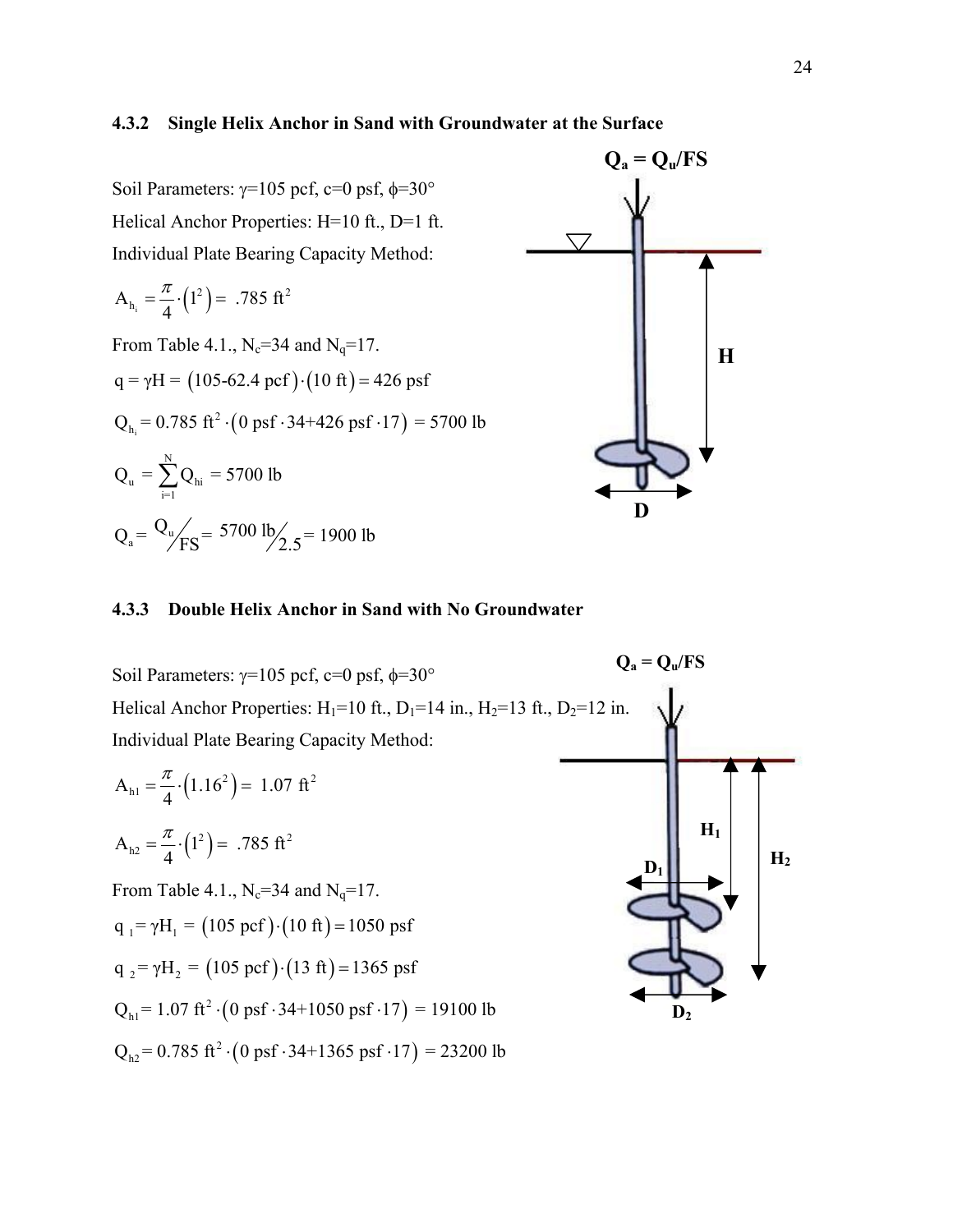### 4.3.2 Single Helix Anchor in Sand with Groundwater at the Surface

**$Q_a = Q_u/FS$**

Soil Parameters: $\gamma$=105 pcf, c=0 psf, $\phi$=30°

Helical Anchor Properties: H=10 ft., D=1 ft.

Individual Plate Bearing Capacity Method:

$$A_{h_i} = \frac{\pi}{4} \cdot \left(1^2\right) = .785 \text{ ft}^2$$

From Table 4.1., $N_c$=34 and $N_q$=17.

$$q = \gamma H = \left(105\text{-}62.4 \text{ pcf}\right) \cdot \left(10 \text{ ft}\right) = 426 \text{ psf}$$

$$Q_{h_i} = 0.785 \text{ ft}^2 \cdot \left(0 \text{ psf} \cdot 34 + 426 \text{ psf} \cdot 17\right) = 5700 \text{ lb}$$

$$Q_u = \sum_{i=1}^{N} Q_{hi} = 5700 \text{ lb}$$

$$Q_a = Q_u / FS = 5700 \text{ lb} / 2.5 = 1900 \text{ lb}$$

### 4.3.3 Double Helix Anchor in Sand with No Groundwater

**$Q_a = Q_u/FS$**

Soil Parameters: $\gamma$=105 pcf, c=0 psf, $\phi$=30°

Helical Anchor Properties: $H_1$=10 ft., $D_1$=14 in., $H_2$=13 ft., $D_2$=12 in.

Individual Plate Bearing Capacity Method:

$$A_{h1} = \frac{\pi}{4} \cdot \left(1.16^2\right) = 1.07 \text{ ft}^2$$

$$A_{h2} = \frac{\pi}{4} \cdot \left(1^2\right) = .785 \text{ ft}^2$$

From Table 4.1., $N_c$=34 and $N_q$=17.

$$q_1 = \gamma H_1 = \left(105 \text{ pcf}\right) \cdot \left(10 \text{ ft}\right) = 1050 \text{ psf}$$

$$q_2 = \gamma H_2 = \left(105 \text{ pcf}\right) \cdot \left(13 \text{ ft}\right) = 1365 \text{ psf}$$

$$Q_{h1} = 1.07 \text{ ft}^2 \cdot \left(0 \text{ psf} \cdot 34 + 1050 \text{ psf} \cdot 17\right) = 19100 \text{ lb}$$

$$Q_{h2} = 0.785 \text{ ft}^2 \cdot \left(0 \text{ psf} \cdot 34 + 1365 \text{ psf} \cdot 17\right) = 23200 \text{ lb}$$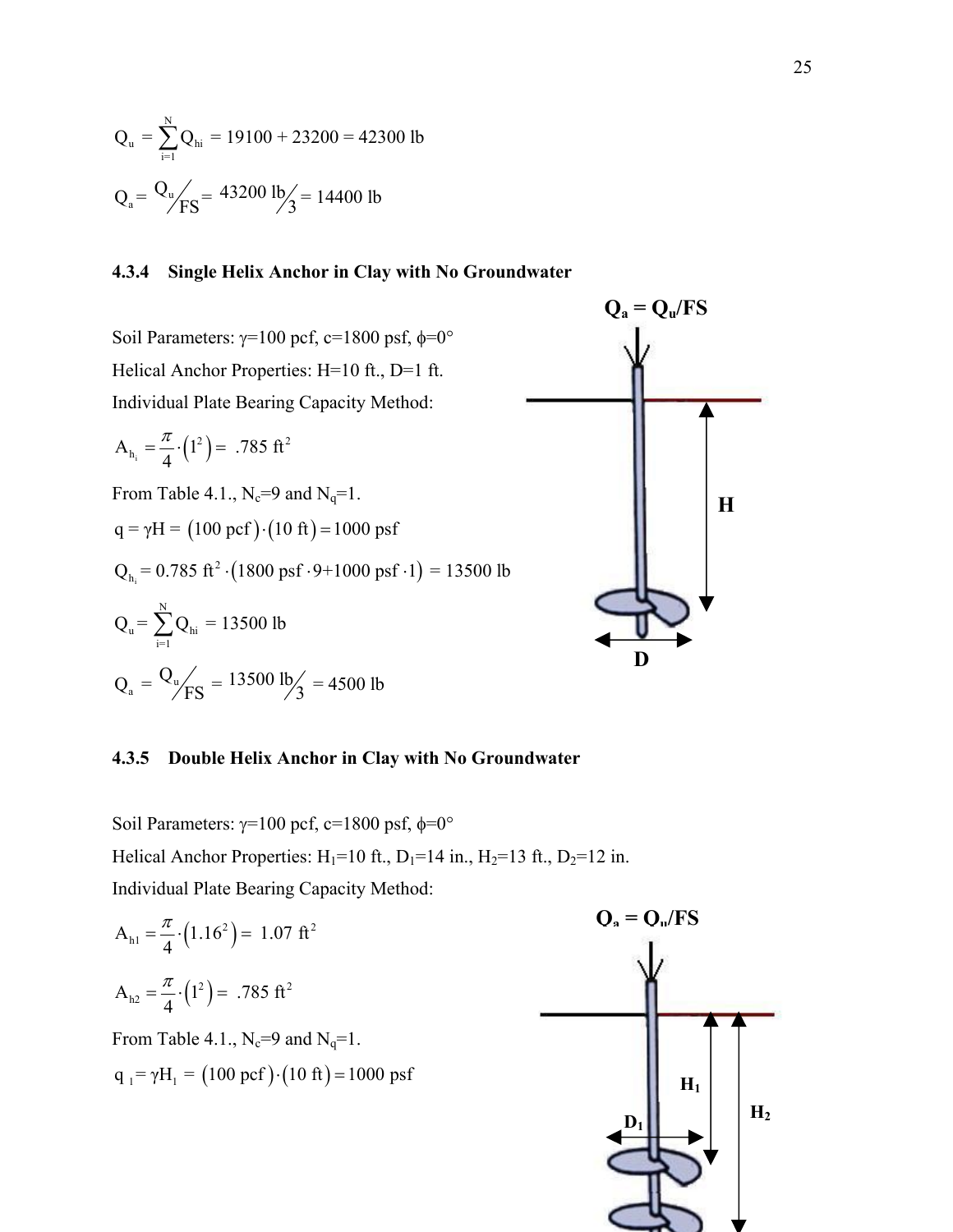$$Q_u = \sum_{i=1}^{N} Q_{hi} = 19100 + 23200 = 42300 \text{ lb}$$

$$Q_a = Q_u \big/ FS = 43200 \text{ lb} \big/ 3 = 14400 \text{ lb}$$

### 4.3.4 Single Helix Anchor in Clay with No Groundwater

Soil Parameters: $\gamma$=100 pcf, c=1800 psf, $\phi$=0°

Helical Anchor Properties: H=10 ft., D=1 ft.

Individual Plate Bearing Capacity Method:

$$A_{h_i} = \frac{\pi}{4}\cdot\left(1^2\right) = .785 \text{ ft}^2$$

From Table 4.1., $N_c$=9 and $N_q$=1.

$$q = \gamma H = (100 \text{ pcf})\cdot(10 \text{ ft}) = 1000 \text{ psf}$$

$$Q_{h_i} = 0.785 \text{ ft}^2 \cdot (1800 \text{ psf} \cdot 9 + 1000 \text{ psf} \cdot 1) = 13500 \text{ lb}$$

$$Q_u = \sum_{i=1}^{N} Q_{hi} = 13500 \text{ lb}$$

$$Q_a = Q_u \big/ FS = 13500 \text{ lb} \big/ 3 = 4500 \text{ lb}$$

$Q_a = Q_u/FS$

H

D

### 4.3.5 Double Helix Anchor in Clay with No Groundwater

Soil Parameters: $\gamma$=100 pcf, c=1800 psf, $\phi$=0°

Helical Anchor Properties: $H_1$=10 ft., $D_1$=14 in., $H_2$=13 ft., $D_2$=12 in.

Individual Plate Bearing Capacity Method:

$$A_{h1} = \frac{\pi}{4}\cdot\left(1.16^2\right) = 1.07 \text{ ft}^2$$

$$A_{h2} = \frac{\pi}{4}\cdot\left(1^2\right) = .785 \text{ ft}^2$$

From Table 4.1., $N_c$=9 and $N_q$=1.

$$q_1 = \gamma H_1 = (100 \text{ pcf})\cdot(10 \text{ ft}) = 1000 \text{ psf}$$

$Q_a = Q_u/FS$

$H_1$

$H_2$

$D_1$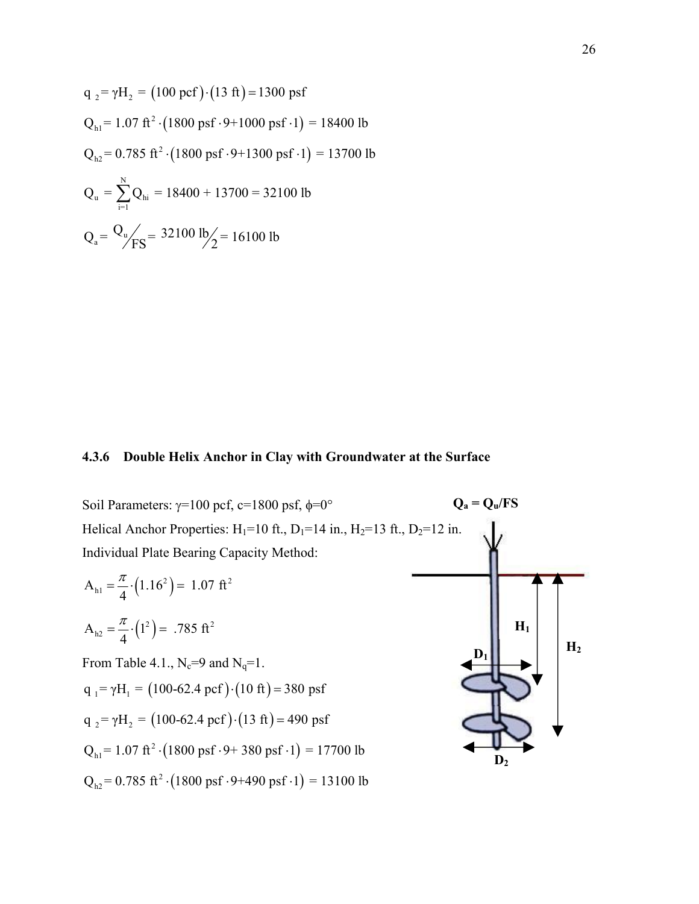$$q_2 = \gamma H_2 = (100 \text{ pcf}) \cdot (13 \text{ ft}) = 1300 \text{ psf}$$

$$Q_{h1} = 1.07 \text{ ft}^2 \cdot (1800 \text{ psf} \cdot 9 + 1000 \text{ psf} \cdot 1) = 18400 \text{ lb}$$

$$Q_{h2} = 0.785 \text{ ft}^2 \cdot (1800 \text{ psf} \cdot 9 + 1300 \text{ psf} \cdot 1) = 13700 \text{ lb}$$

$$Q_u = \sum_{i=1}^{N} Q_{hi} = 18400 + 13700 = 32100 \text{ lb}$$

$$Q_a = Q_u / FS = 32100 \text{ lb} / 2 = 16100 \text{ lb}$$

### 4.3.6 Double Helix Anchor in Clay with Groundwater at the Surface

Soil Parameters: $\gamma$=100 pcf, c=1800 psf, $\phi$=0°

Helical Anchor Properties: $H_1$=10 ft., $D_1$=14 in., $H_2$=13 ft., $D_2$=12 in.

Individual Plate Bearing Capacity Method:

$$A_{h1} = \frac{\pi}{4} \cdot (1.16^2) = 1.07 \text{ ft}^2$$

$$A_{h2} = \frac{\pi}{4} \cdot (1^2) = .785 \text{ ft}^2$$

From Table 4.1., $N_c$=9 and $N_q$=1.

$$q_1 = \gamma H_1 = (100\text{-}62.4 \text{ pcf}) \cdot (10 \text{ ft}) = 380 \text{ psf}$$

$$q_2 = \gamma H_2 = (100\text{-}62.4 \text{ pcf}) \cdot (13 \text{ ft}) = 490 \text{ psf}$$

$$Q_{h1} = 1.07 \text{ ft}^2 \cdot (1800 \text{ psf} \cdot 9 + 380 \text{ psf} \cdot 1) = 17700 \text{ lb}$$

$$Q_{h2} = 0.785 \text{ ft}^2 \cdot (1800 \text{ psf} \cdot 9 + 490 \text{ psf} \cdot 1) = 13100 \text{ lb}$$

$Q_a = Q_u/FS$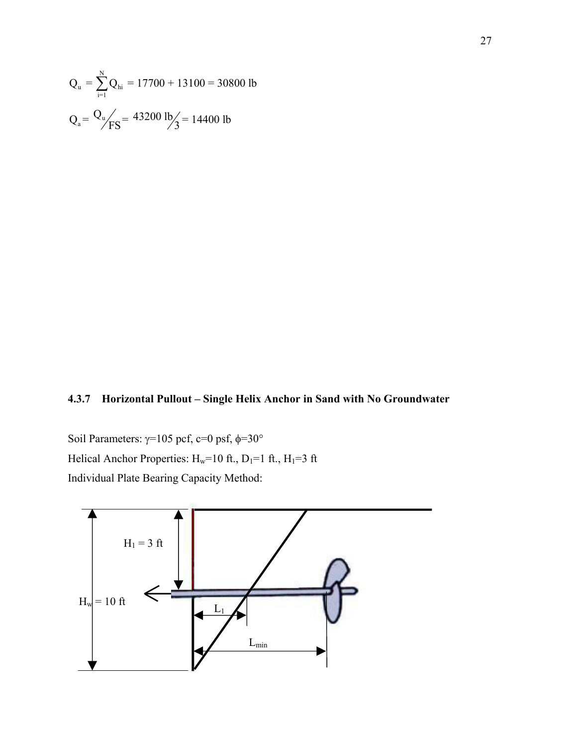$$Q_u = \sum_{i=1}^{N} Q_{hi} = 17700 + 13100 = 30800 \text{ lb}$$

$$Q_a = \frac{Q_u}{FS} = \frac{43200 \text{ lb}}{3} = 14400 \text{ lb}$$

### 4.3.7 Horizontal Pullout – Single Helix Anchor in Sand with No Groundwater

Soil Parameters: $\gamma$=105 pcf, c=0 psf, $\phi$=30°

Helical Anchor Properties: $H_w$=10 ft., $D_1$=1 ft., $H_1$=3 ft

Individual Plate Bearing Capacity Method: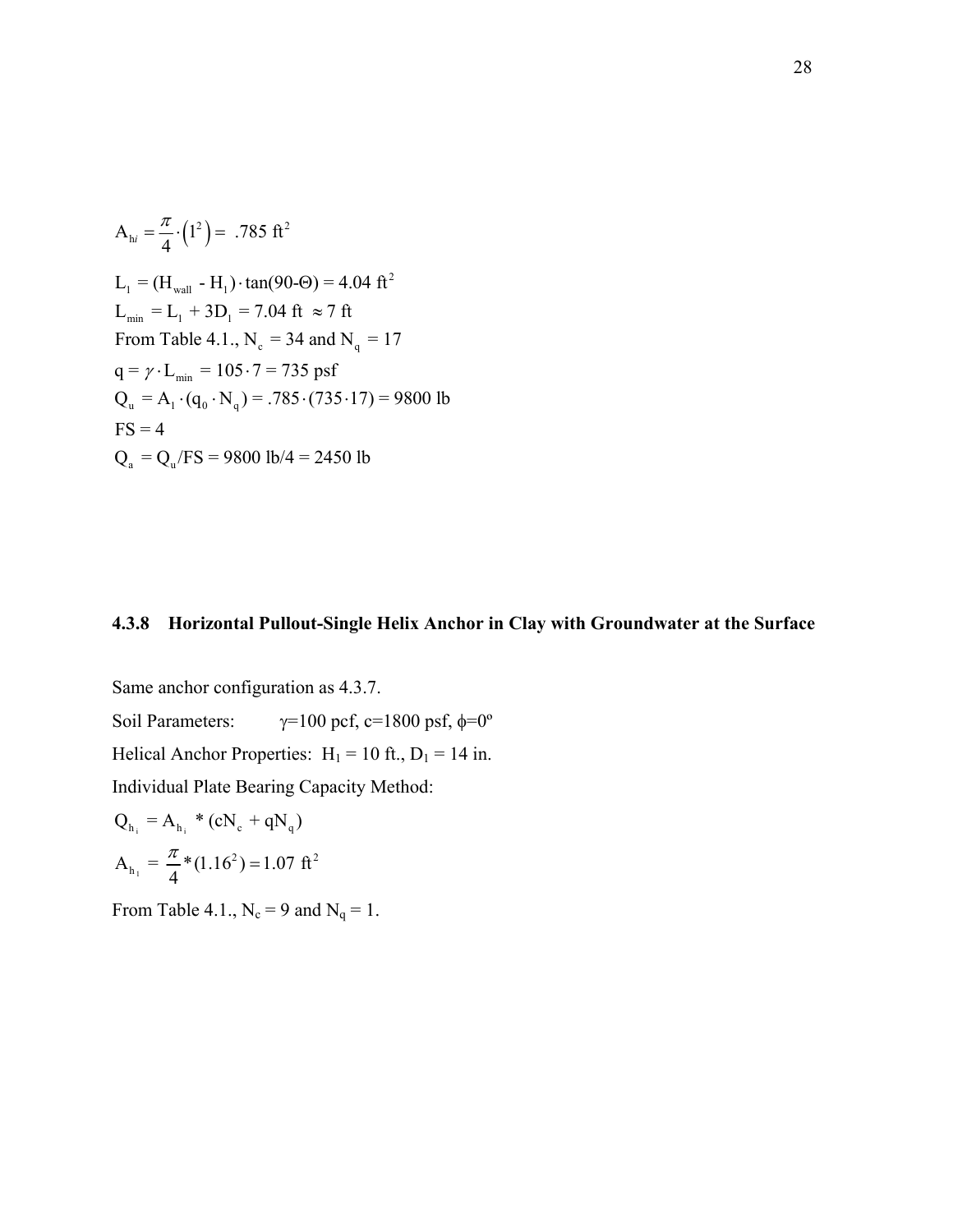$$A_{hi} = \frac{\pi}{4} \cdot \left(1^2\right) = .785 \text{ ft}^2$$

$L_1 = (H_{wall} - H_1) \cdot \tan(90\text{-}\Theta) = 4.04 \text{ ft}^2$

$L_{min} = L_1 + 3D_1 = 7.04 \text{ ft} \approx 7 \text{ ft}$

From Table 4.1., $N_c = 34$ and $N_q = 17$

$q = \gamma \cdot L_{min} = 105 \cdot 7 = 735 \text{ psf}$

$Q_u = A_1 \cdot (q_0 \cdot N_q) = .785 \cdot (735 \cdot 17) = 9800 \text{ lb}$

$FS = 4$

$Q_a = Q_u/FS = 9800 \text{ lb}/4 = 2450 \text{ lb}$

#### 4.3.8 Horizontal Pullout-Single Helix Anchor in Clay with Groundwater at the Surface

Same anchor configuration as 4.3.7.

Soil Parameters: $\gamma$=100 pcf, c=1800 psf, $\phi$=0º

Helical Anchor Properties: $H_1$ = 10 ft., $D_1$ = 14 in.

Individual Plate Bearing Capacity Method:

$$Q_{h_i} = A_{h_i} * (cN_c + qN_q)$$

$$A_{h_1} = \frac{\pi}{4} * (1.16^2) = 1.07 \text{ ft}^2$$

From Table 4.1., $N_c$ = 9 and $N_q$ = 1.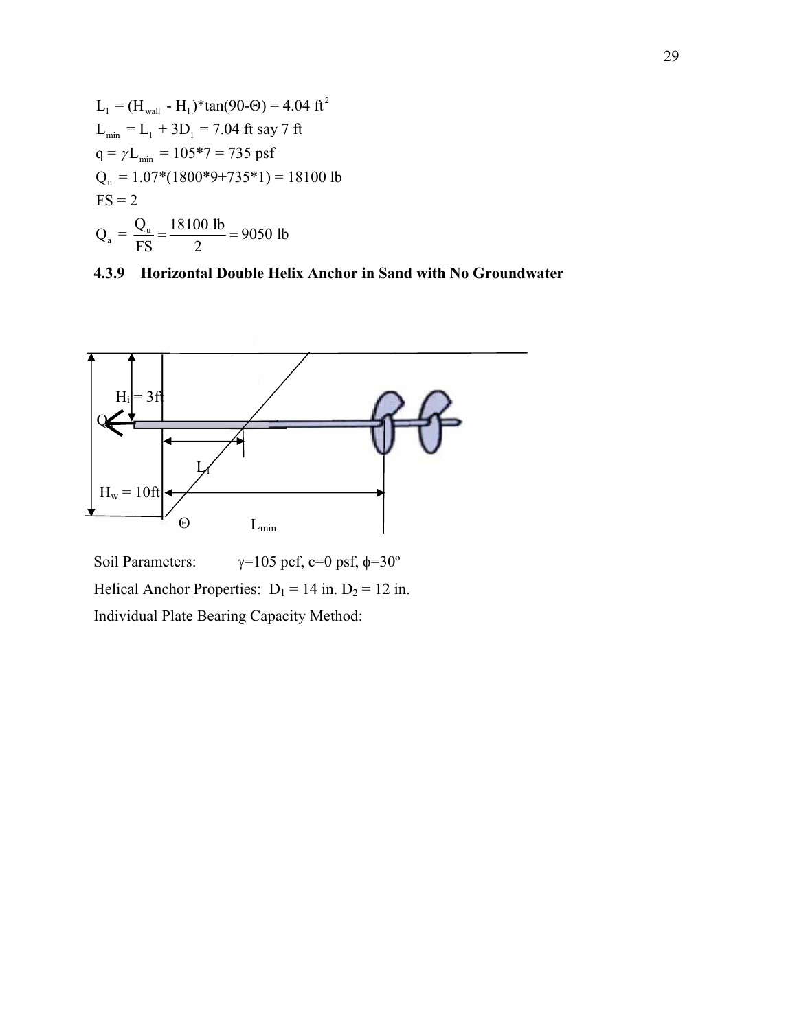$L_1 = (H_{wall} - H_1)*\tan(90-\Theta) = 4.04\ ft^2$

$L_{min} = L_1 + 3D_1 = 7.04$ ft say 7 ft

$q = \gamma L_{min} = 105*7 = 735$ psf

$Q_u = 1.07*(1800*9+735*1) = 18100$ lb

FS = 2

$$Q_a = \frac{Q_u}{FS} = \frac{18100 \text{ lb}}{2} = 9050 \text{ lb}$$

### 4.3.9 Horizontal Double Helix Anchor in Sand with No Groundwater

Soil Parameters: $\gamma$=105 pcf, c=0 psf, $\phi$=30º

Helical Anchor Properties: $D_1$ = 14 in. $D_2$ = 12 in.

Individual Plate Bearing Capacity Method: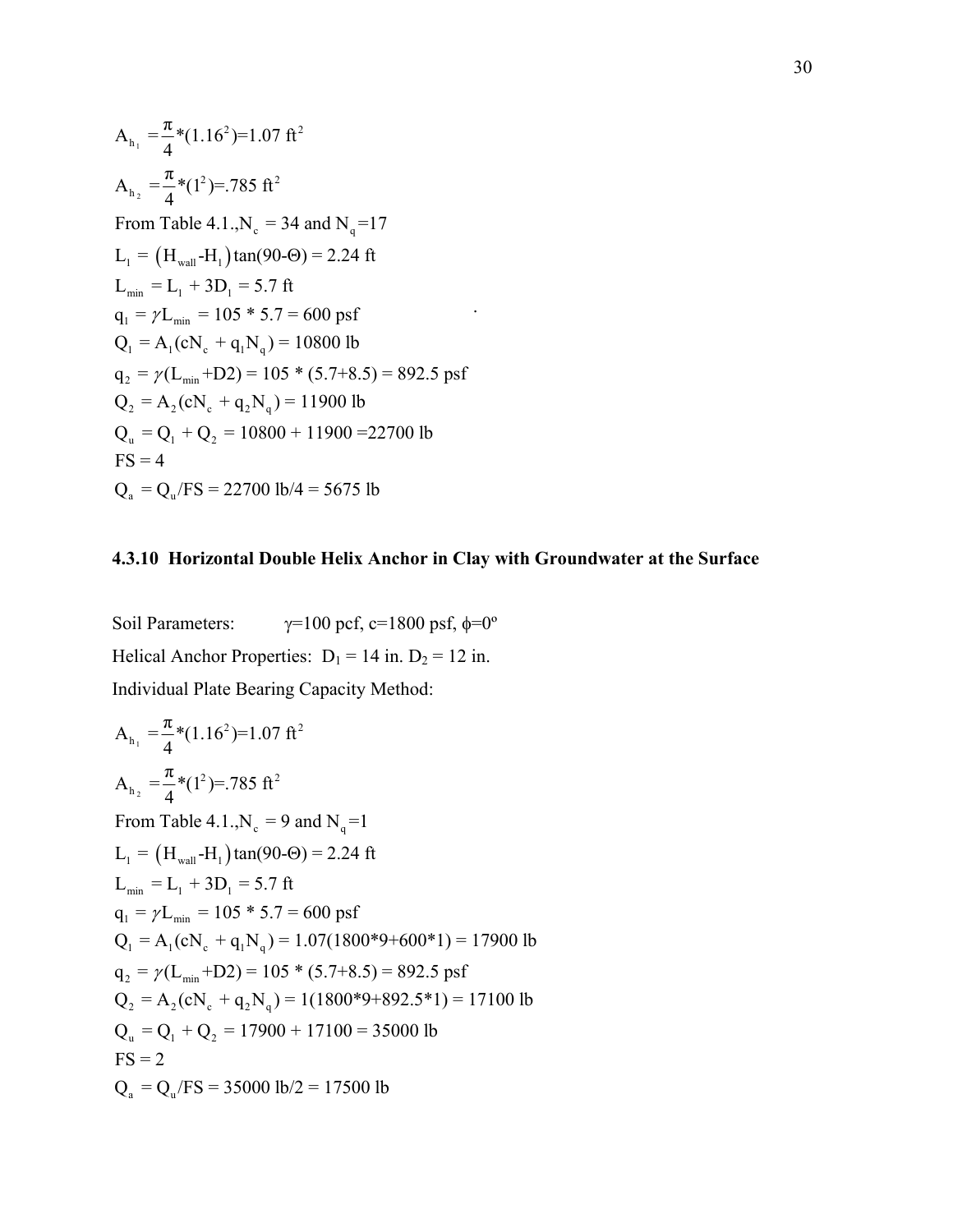$$A_{h_1} = \frac{\pi}{4}*(1.16^2)=1.07 \text{ ft}^2$$

$$A_{h_2} = \frac{\pi}{4}*(1^2)=.785 \text{ ft}^2$$

From Table 4.1., $N_c = 34$ and $N_q=17$

$L_1 = \left(H_{wall}\text{-}H_1\right)\tan(90\text{-}\Theta) = 2.24$ ft

$L_{min} = L_1 + 3D_1 = 5.7$ ft

$q_1 = \gamma L_{min} = 105 * 5.7 = 600$ psf

$Q_1 = A_1(cN_c + q_1N_q) = 10800$ lb

$q_2 = \gamma(L_{min}\text{+D2}) = 105 * (5.7\text{+}8.5) = 892.5$ psf

$Q_2 = A_2(cN_c + q_2N_q) = 11900$ lb

$Q_u = Q_1 + Q_2 = 10800 + 11900 = 22700$ lb

FS = 4

$Q_a = Q_u/\text{FS} = 22700 \text{ lb}/4 = 5675$ lb

### 4.3.10 Horizontal Double Helix Anchor in Clay with Groundwater at the Surface

Soil Parameters: $\gamma$=100 pcf, c=1800 psf, $\phi$=0º

Helical Anchor Properties: $D_1$ = 14 in. $D_2$ = 12 in.

Individual Plate Bearing Capacity Method:

$$A_{h_1} = \frac{\pi}{4}*(1.16^2)=1.07 \text{ ft}^2$$

$$A_{h_2} = \frac{\pi}{4}*(1^2)=.785 \text{ ft}^2$$

From Table 4.1., $N_c = 9$ and $N_q=1$

$L_1 = \left(H_{wall}\text{-}H_1\right)\tan(90\text{-}\Theta) = 2.24$ ft

$L_{min} = L_1 + 3D_1 = 5.7$ ft

$q_1 = \gamma L_{min} = 105 * 5.7 = 600$ psf

$Q_1 = A_1(cN_c + q_1N_q) = 1.07(1800*9+600*1) = 17900$ lb

$q_2 = \gamma(L_{min}\text{+D2}) = 105 * (5.7\text{+}8.5) = 892.5$ psf

$Q_2 = A_2(cN_c + q_2N_q) = 1(1800*9+892.5*1) = 17100$ lb

$Q_u = Q_1 + Q_2 = 17900 + 17100 = 35000$ lb

FS = 2

$Q_a = Q_u/\text{FS} = 35000 \text{ lb}/2 = 17500$ lb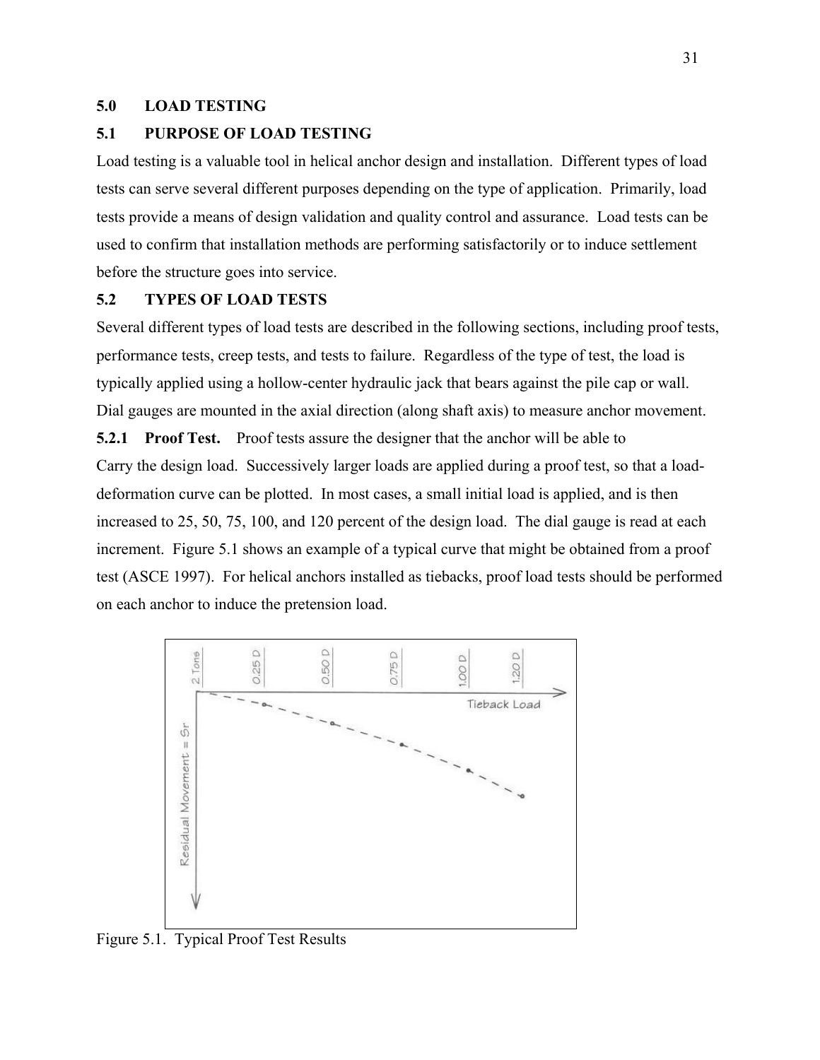## 5.0 LOAD TESTING

### 5.1 PURPOSE OF LOAD TESTING

Load testing is a valuable tool in helical anchor design and installation. Different types of load tests can serve several different purposes depending on the type of application. Primarily, load tests provide a means of design validation and quality control and assurance. Load tests can be used to confirm that installation methods are performing satisfactorily or to induce settlement before the structure goes into service.

### 5.2 TYPES OF LOAD TESTS

Several different types of load tests are described in the following sections, including proof tests, performance tests, creep tests, and tests to failure. Regardless of the type of test, the load is typically applied using a hollow-center hydraulic jack that bears against the pile cap or wall. Dial gauges are mounted in the axial direction (along shaft axis) to measure anchor movement.

**5.2.1 Proof Test.** Proof tests assure the designer that the anchor will be able to Carry the design load. Successively larger loads are applied during a proof test, so that a load-deformation curve can be plotted. In most cases, a small initial load is applied, and is then increased to 25, 50, 75, 100, and 120 percent of the design load. The dial gauge is read at each increment. Figure 5.1 shows an example of a typical curve that might be obtained from a proof test (ASCE 1997). For helical anchors installed as tiebacks, proof load tests should be performed on each anchor to induce the pretension load.

Figure 5.1. Typical Proof Test Results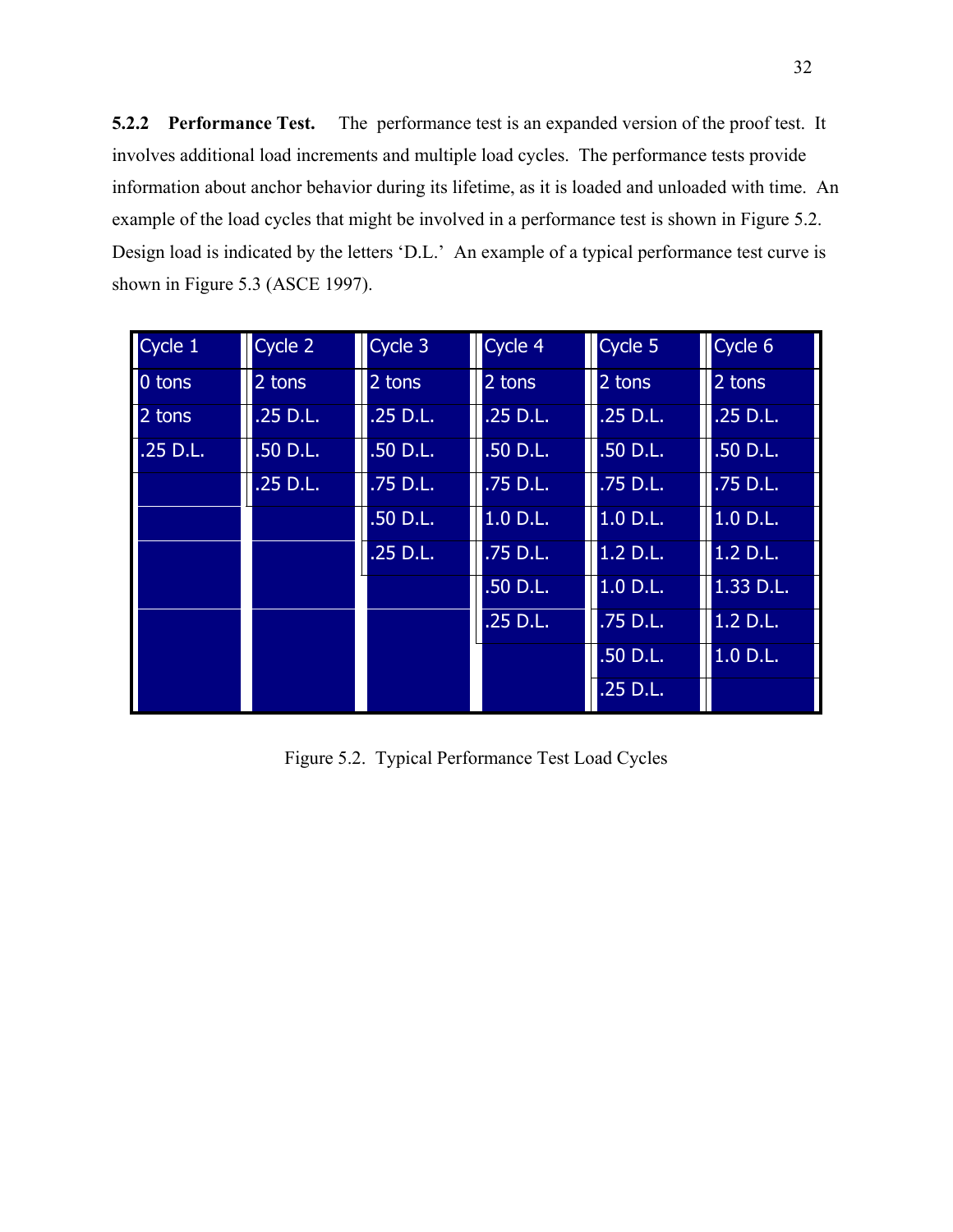**5.2.2 Performance Test.** The performance test is an expanded version of the proof test. It involves additional load increments and multiple load cycles. The performance tests provide information about anchor behavior during its lifetime, as it is loaded and unloaded with time. An example of the load cycles that might be involved in a performance test is shown in Figure 5.2. Design load is indicated by the letters 'D.L.' An example of a typical performance test curve is shown in Figure 5.3 (ASCE 1997).

| Cycle 1 | Cycle 2 | Cycle 3 | Cycle 4 | Cycle 5 | Cycle 6 |
|---|---|---|---|---|---|
| 0 tons | 2 tons | 2 tons | 2 tons | 2 tons | 2 tons |
| 2 tons | .25 D.L. | .25 D.L. | .25 D.L. | .25 D.L. | .25 D.L. |
| .25 D.L. | .50 D.L. | .50 D.L. | .50 D.L. | .50 D.L. | .50 D.L. |
| | .25 D.L. | .75 D.L. | .75 D.L. | .75 D.L. | .75 D.L. |
| | | .50 D.L. | 1.0 D.L. | 1.0 D.L. | 1.0 D.L. |
| | | .25 D.L. | .75 D.L. | 1.2 D.L. | 1.2 D.L. |
| | | | .50 D.L. | 1.0 D.L. | 1.33 D.L. |
| | | | .25 D.L. | .75 D.L. | 1.2 D.L. |
| | | | | .50 D.L. | 1.0 D.L. |
| | | | | .25 D.L. | |

Figure 5.2. Typical Performance Test Load Cycles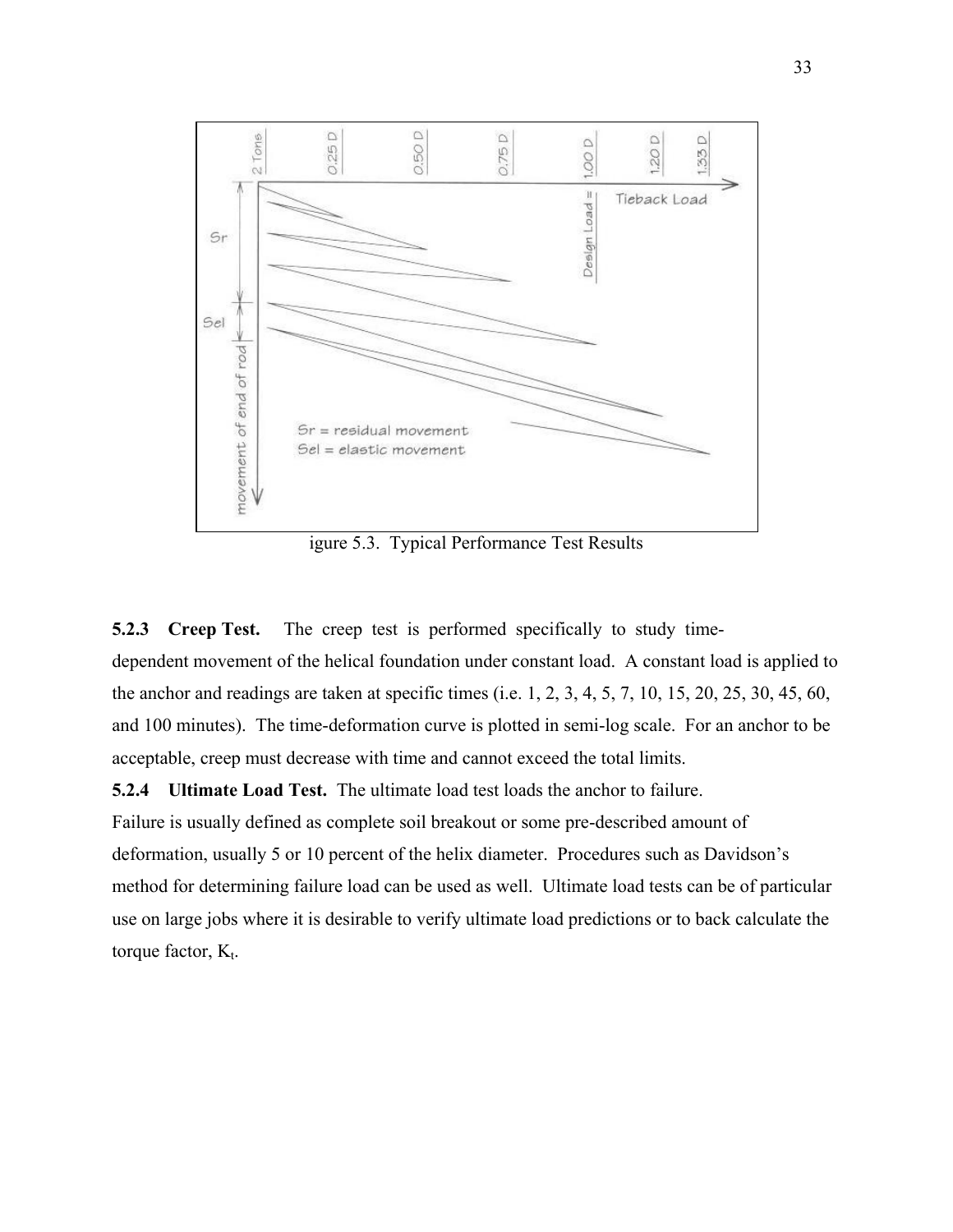igure 5.3. Typical Performance Test Results

**5.2.3 Creep Test.** The creep test is performed specifically to study time-dependent movement of the helical foundation under constant load. A constant load is applied to the anchor and readings are taken at specific times (i.e. 1, 2, 3, 4, 5, 7, 10, 15, 20, 25, 30, 45, 60, and 100 minutes). The time-deformation curve is plotted in semi-log scale. For an anchor to be acceptable, creep must decrease with time and cannot exceed the total limits.

**5.2.4 Ultimate Load Test.** The ultimate load test loads the anchor to failure. Failure is usually defined as complete soil breakout or some pre-described amount of deformation, usually 5 or 10 percent of the helix diameter. Procedures such as Davidson's method for determining failure load can be used as well. Ultimate load tests can be of particular use on large jobs where it is desirable to verify ultimate load predictions or to back calculate the torque factor, $K_t$.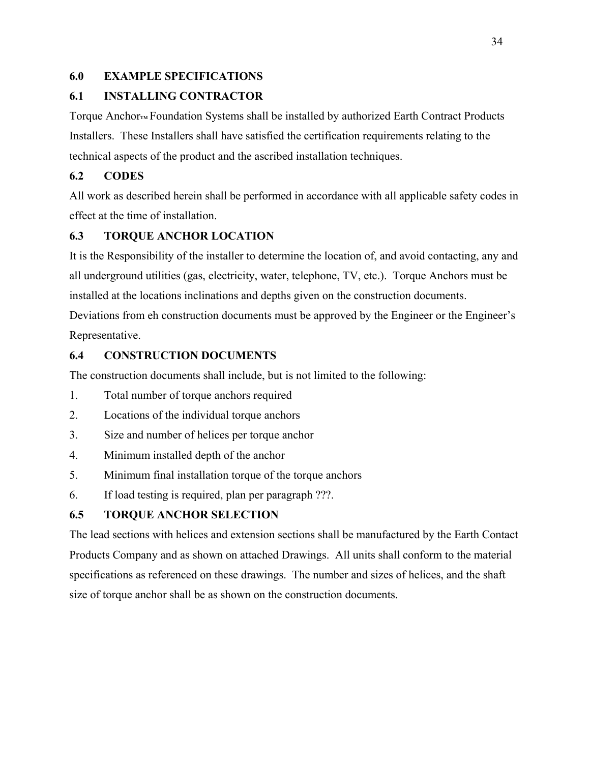## 6.0 EXAMPLE SPECIFICATIONS

### 6.1 INSTALLING CONTRACTOR

Torque Anchor™ Foundation Systems shall be installed by authorized Earth Contract Products Installers. These Installers shall have satisfied the certification requirements relating to the technical aspects of the product and the ascribed installation techniques.

### 6.2 CODES

All work as described herein shall be performed in accordance with all applicable safety codes in effect at the time of installation.

### 6.3 TORQUE ANCHOR LOCATION

It is the Responsibility of the installer to determine the location of, and avoid contacting, any and all underground utilities (gas, electricity, water, telephone, TV, etc.). Torque Anchors must be installed at the locations inclinations and depths given on the construction documents. Deviations from eh construction documents must be approved by the Engineer or the Engineer's Representative.

### 6.4 CONSTRUCTION DOCUMENTS

The construction documents shall include, but is not limited to the following:

1. Total number of torque anchors required
2. Locations of the individual torque anchors
3. Size and number of helices per torque anchor
4. Minimum installed depth of the anchor
5. Minimum final installation torque of the torque anchors
6. If load testing is required, plan per paragraph ???.

### 6.5 TORQUE ANCHOR SELECTION

The lead sections with helices and extension sections shall be manufactured by the Earth Contact Products Company and as shown on attached Drawings. All units shall conform to the material specifications as referenced on these drawings. The number and sizes of helices, and the shaft size of torque anchor shall be as shown on the construction documents.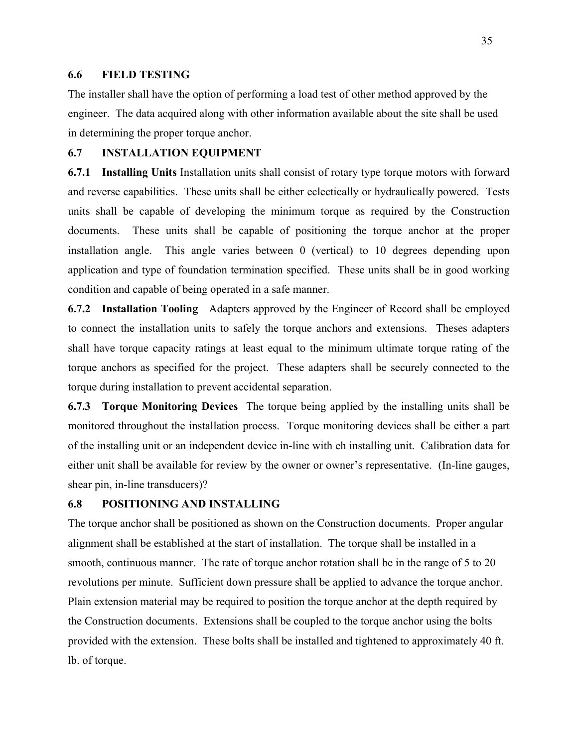### 6.6 FIELD TESTING

The installer shall have the option of performing a load test of other method approved by the engineer. The data acquired along with other information available about the site shall be used in determining the proper torque anchor.

### 6.7 INSTALLATION EQUIPMENT

**6.7.1 Installing Units** Installation units shall consist of rotary type torque motors with forward and reverse capabilities. These units shall be either eclectically or hydraulically powered. Tests units shall be capable of developing the minimum torque as required by the Construction documents. These units shall be capable of positioning the torque anchor at the proper installation angle. This angle varies between 0 (vertical) to 10 degrees depending upon application and type of foundation termination specified. These units shall be in good working condition and capable of being operated in a safe manner.

**6.7.2 Installation Tooling** Adapters approved by the Engineer of Record shall be employed to connect the installation units to safely the torque anchors and extensions. Theses adapters shall have torque capacity ratings at least equal to the minimum ultimate torque rating of the torque anchors as specified for the project. These adapters shall be securely connected to the torque during installation to prevent accidental separation.

**6.7.3 Torque Monitoring Devices** The torque being applied by the installing units shall be monitored throughout the installation process. Torque monitoring devices shall be either a part of the installing unit or an independent device in-line with eh installing unit. Calibration data for either unit shall be available for review by the owner or owner's representative. (In-line gauges, shear pin, in-line transducers)?

### 6.8 POSITIONING AND INSTALLING

The torque anchor shall be positioned as shown on the Construction documents. Proper angular alignment shall be established at the start of installation. The torque shall be installed in a smooth, continuous manner. The rate of torque anchor rotation shall be in the range of 5 to 20 revolutions per minute. Sufficient down pressure shall be applied to advance the torque anchor. Plain extension material may be required to position the torque anchor at the depth required by the Construction documents. Extensions shall be coupled to the torque anchor using the bolts provided with the extension. These bolts shall be installed and tightened to approximately 40 ft. lb. of torque.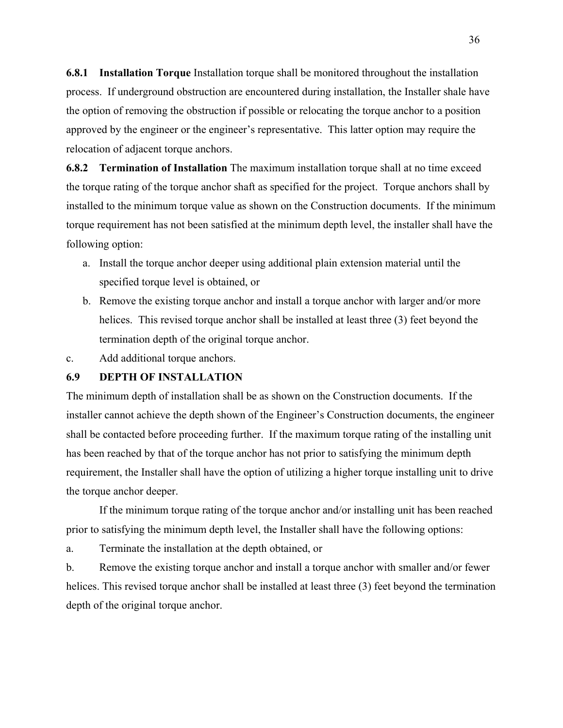**6.8.1 Installation Torque** Installation torque shall be monitored throughout the installation process. If underground obstruction are encountered during installation, the Installer shale have the option of removing the obstruction if possible or relocating the torque anchor to a position approved by the engineer or the engineer's representative. This latter option may require the relocation of adjacent torque anchors.

**6.8.2 Termination of Installation** The maximum installation torque shall at no time exceed the torque rating of the torque anchor shaft as specified for the project. Torque anchors shall by installed to the minimum torque value as shown on the Construction documents. If the minimum torque requirement has not been satisfied at the minimum depth level, the installer shall have the following option:

a. Install the torque anchor deeper using additional plain extension material until the specified torque level is obtained, or
b. Remove the existing torque anchor and install a torque anchor with larger and/or more helices. This revised torque anchor shall be installed at least three (3) feet beyond the termination depth of the original torque anchor.
c. Add additional torque anchors.

### 6.9 DEPTH OF INSTALLATION

The minimum depth of installation shall be as shown on the Construction documents. If the installer cannot achieve the depth shown of the Engineer's Construction documents, the engineer shall be contacted before proceeding further. If the maximum torque rating of the installing unit has been reached by that of the torque anchor has not prior to satisfying the minimum depth requirement, the Installer shall have the option of utilizing a higher torque installing unit to drive the torque anchor deeper.

If the minimum torque rating of the torque anchor and/or installing unit has been reached prior to satisfying the minimum depth level, the Installer shall have the following options:

a. Terminate the installation at the depth obtained, or

b. Remove the existing torque anchor and install a torque anchor with smaller and/or fewer helices. This revised torque anchor shall be installed at least three (3) feet beyond the termination depth of the original torque anchor.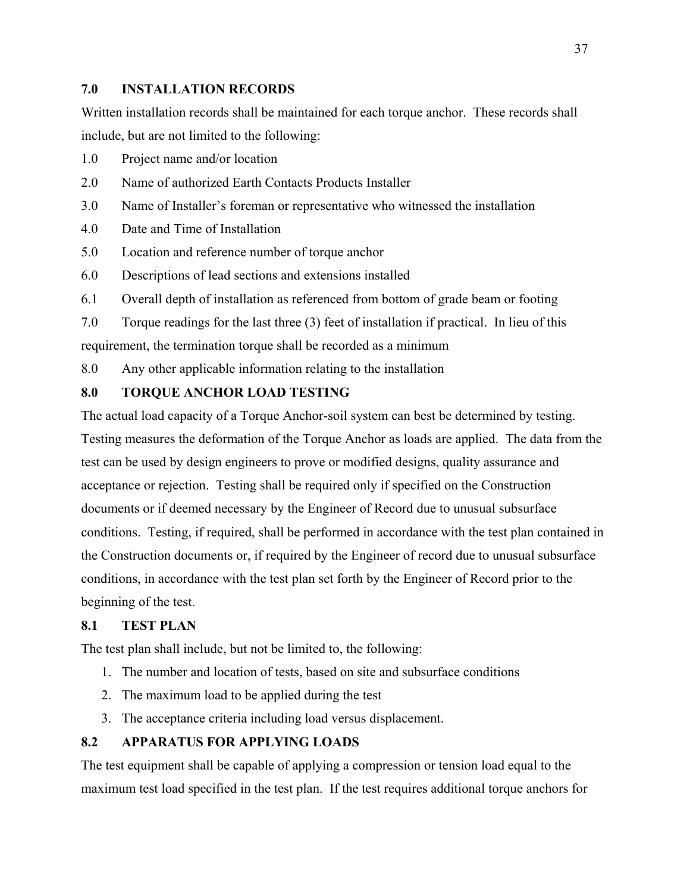## 7.0 INSTALLATION RECORDS

Written installation records shall be maintained for each torque anchor. These records shall include, but are not limited to the following:

1.0 Project name and/or location

2.0 Name of authorized Earth Contacts Products Installer

3.0 Name of Installer's foreman or representative who witnessed the installation

4.0 Date and Time of Installation

5.0 Location and reference number of torque anchor

6.0 Descriptions of lead sections and extensions installed

6.1 Overall depth of installation as referenced from bottom of grade beam or footing

7.0 Torque readings for the last three (3) feet of installation if practical. In lieu of this requirement, the termination torque shall be recorded as a minimum

8.0 Any other applicable information relating to the installation

## 8.0 TORQUE ANCHOR LOAD TESTING

The actual load capacity of a Torque Anchor-soil system can best be determined by testing. Testing measures the deformation of the Torque Anchor as loads are applied. The data from the test can be used by design engineers to prove or modified designs, quality assurance and acceptance or rejection. Testing shall be required only if specified on the Construction documents or if deemed necessary by the Engineer of Record due to unusual subsurface conditions. Testing, if required, shall be performed in accordance with the test plan contained in the Construction documents or, if required by the Engineer of record due to unusual subsurface conditions, in accordance with the test plan set forth by the Engineer of Record prior to the beginning of the test.

### 8.1 TEST PLAN

The test plan shall include, but not be limited to, the following:

1. The number and location of tests, based on site and subsurface conditions
2. The maximum load to be applied during the test
3. The acceptance criteria including load versus displacement.

### 8.2 APPARATUS FOR APPLYING LOADS

The test equipment shall be capable of applying a compression or tension load equal to the maximum test load specified in the test plan. If the test requires additional torque anchors for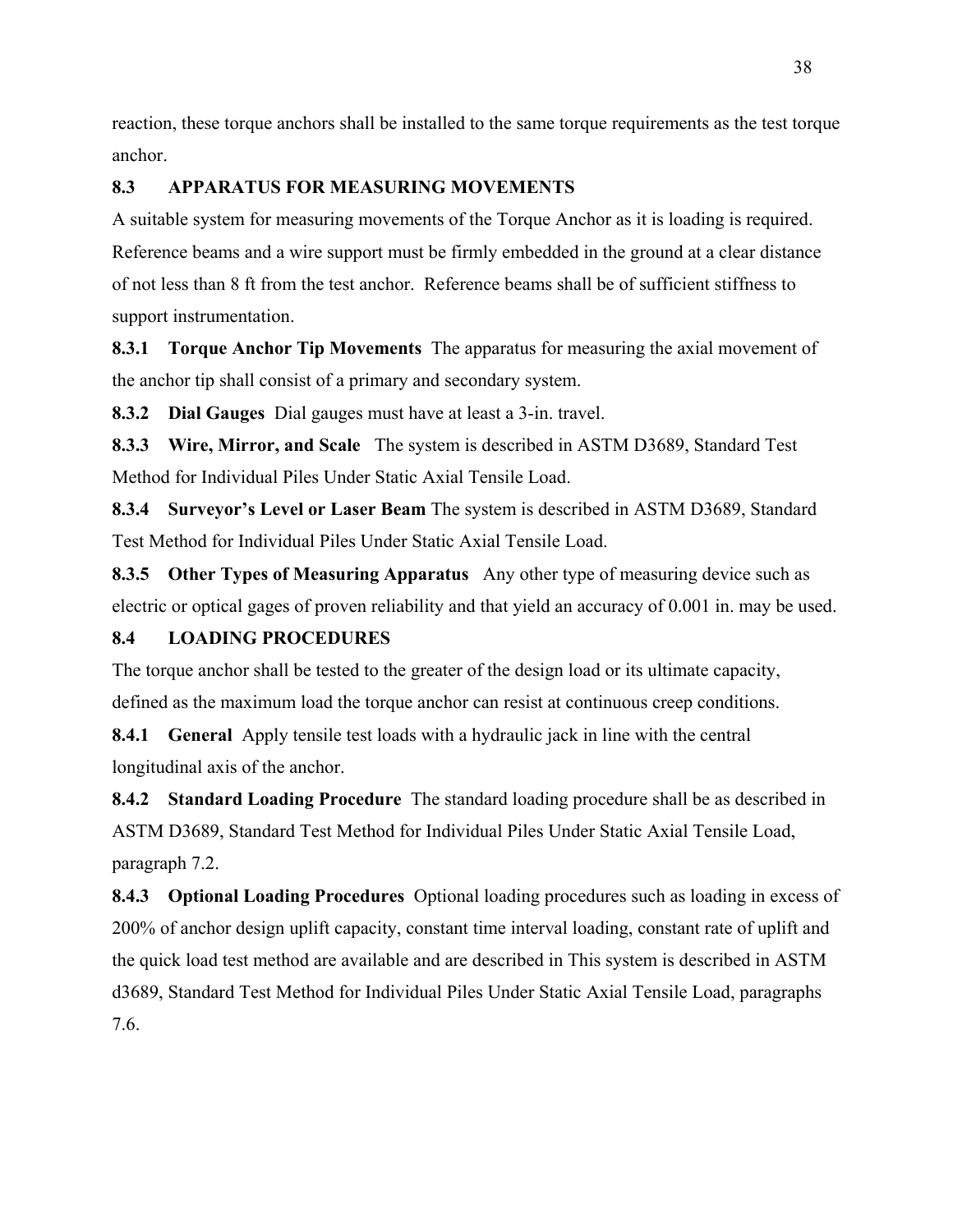reaction, these torque anchors shall be installed to the same torque requirements as the test torque anchor.

## 8.3 APPARATUS FOR MEASURING MOVEMENTS

A suitable system for measuring movements of the Torque Anchor as it is loading is required. Reference beams and a wire support must be firmly embedded in the ground at a clear distance of not less than 8 ft from the test anchor. Reference beams shall be of sufficient stiffness to support instrumentation.

**8.3.1 Torque Anchor Tip Movements** The apparatus for measuring the axial movement of the anchor tip shall consist of a primary and secondary system.

**8.3.2 Dial Gauges** Dial gauges must have at least a 3-in. travel.

**8.3.3 Wire, Mirror, and Scale** The system is described in ASTM D3689, Standard Test Method for Individual Piles Under Static Axial Tensile Load.

**8.3.4 Surveyor's Level or Laser Beam** The system is described in ASTM D3689, Standard Test Method for Individual Piles Under Static Axial Tensile Load.

**8.3.5 Other Types of Measuring Apparatus** Any other type of measuring device such as electric or optical gages of proven reliability and that yield an accuracy of 0.001 in. may be used.

## 8.4 LOADING PROCEDURES

The torque anchor shall be tested to the greater of the design load or its ultimate capacity, defined as the maximum load the torque anchor can resist at continuous creep conditions.

**8.4.1 General** Apply tensile test loads with a hydraulic jack in line with the central longitudinal axis of the anchor.

**8.4.2 Standard Loading Procedure** The standard loading procedure shall be as described in ASTM D3689, Standard Test Method for Individual Piles Under Static Axial Tensile Load, paragraph 7.2.

**8.4.3 Optional Loading Procedures** Optional loading procedures such as loading in excess of 200% of anchor design uplift capacity, constant time interval loading, constant rate of uplift and the quick load test method are available and are described in This system is described in ASTM d3689, Standard Test Method for Individual Piles Under Static Axial Tensile Load, paragraphs 7.6.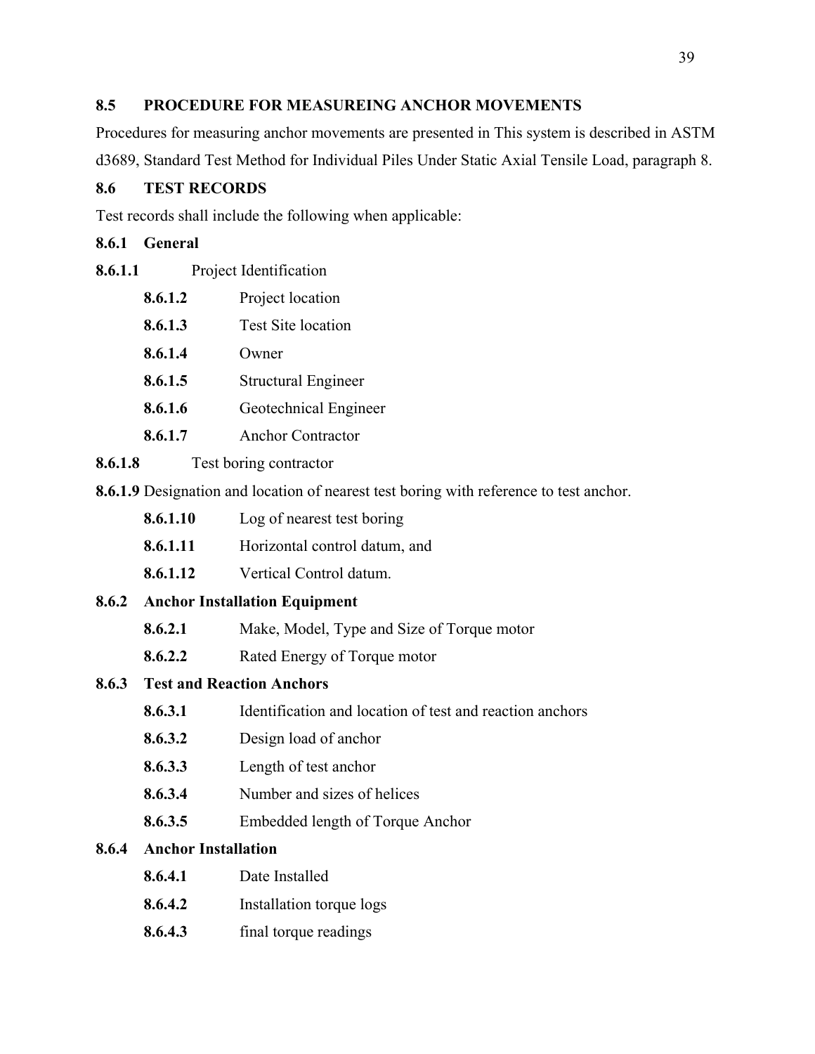## 8.5 PROCEDURE FOR MEASUREING ANCHOR MOVEMENTS

Procedures for measuring anchor movements are presented in This system is described in ASTM d3689, Standard Test Method for Individual Piles Under Static Axial Tensile Load, paragraph 8.

## 8.6 TEST RECORDS

Test records shall include the following when applicable:

### 8.6.1 General

**8.6.1.1** Project Identification

**8.6.1.2** Project location

**8.6.1.3** Test Site location

**8.6.1.4** Owner

**8.6.1.5** Structural Engineer

**8.6.1.6** Geotechnical Engineer

**8.6.1.7** Anchor Contractor

**8.6.1.8** Test boring contractor

**8.6.1.9** Designation and location of nearest test boring with reference to test anchor.

**8.6.1.10** Log of nearest test boring

**8.6.1.11** Horizontal control datum, and

**8.6.1.12** Vertical Control datum.

### 8.6.2 Anchor Installation Equipment

**8.6.2.1** Make, Model, Type and Size of Torque motor

**8.6.2.2** Rated Energy of Torque motor

### 8.6.3 Test and Reaction Anchors

**8.6.3.1** Identification and location of test and reaction anchors

**8.6.3.2** Design load of anchor

**8.6.3.3** Length of test anchor

**8.6.3.4** Number and sizes of helices

**8.6.3.5** Embedded length of Torque Anchor

### 8.6.4 Anchor Installation

**8.6.4.1** Date Installed

**8.6.4.2** Installation torque logs

**8.6.4.3** final torque readings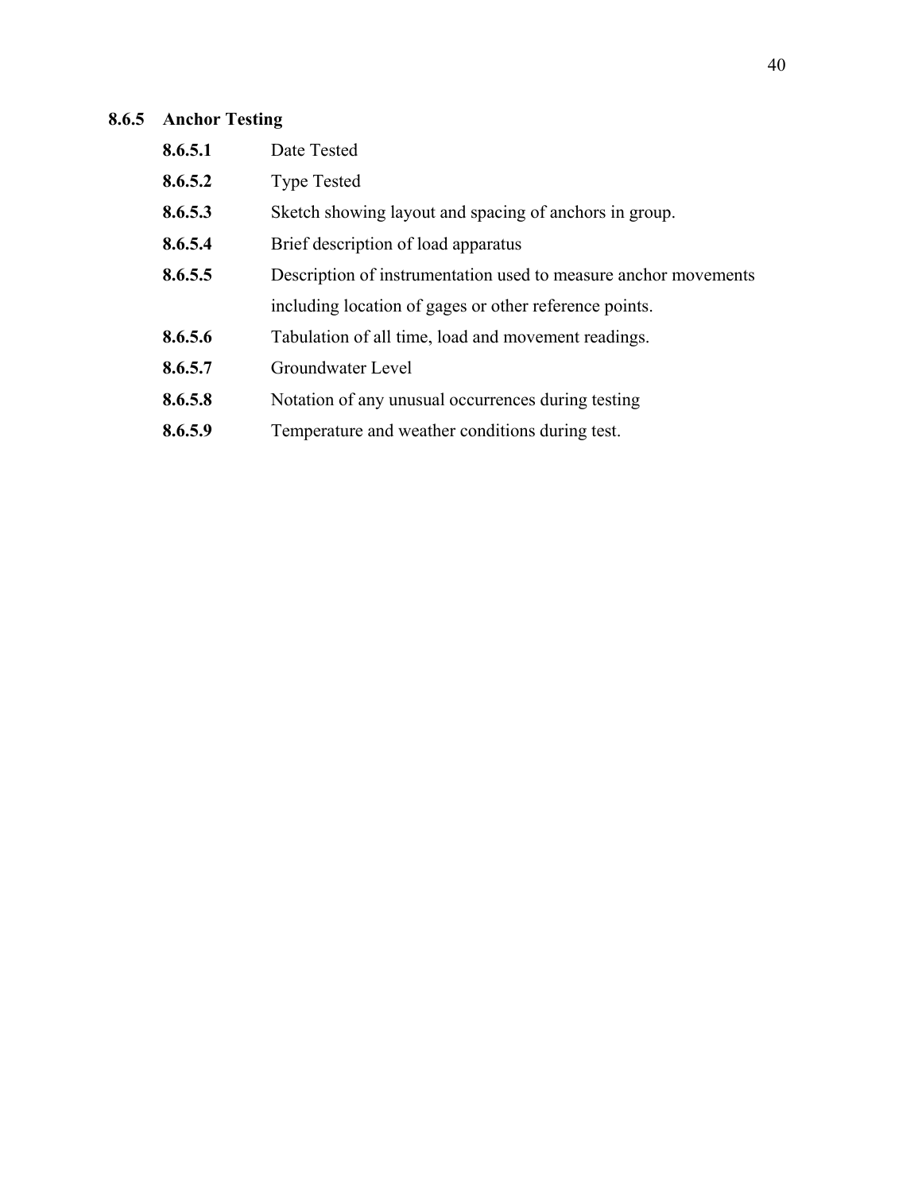### 8.6.5 Anchor Testing

**8.6.5.1** Date Tested

**8.6.5.2** Type Tested

**8.6.5.3** Sketch showing layout and spacing of anchors in group.

**8.6.5.4** Brief description of load apparatus

**8.6.5.5** Description of instrumentation used to measure anchor movements including location of gages or other reference points.

**8.6.5.6** Tabulation of all time, load and movement readings.

**8.6.5.7** Groundwater Level

**8.6.5.8** Notation of any unusual occurrences during testing

**8.6.5.9** Temperature and weather conditions during test.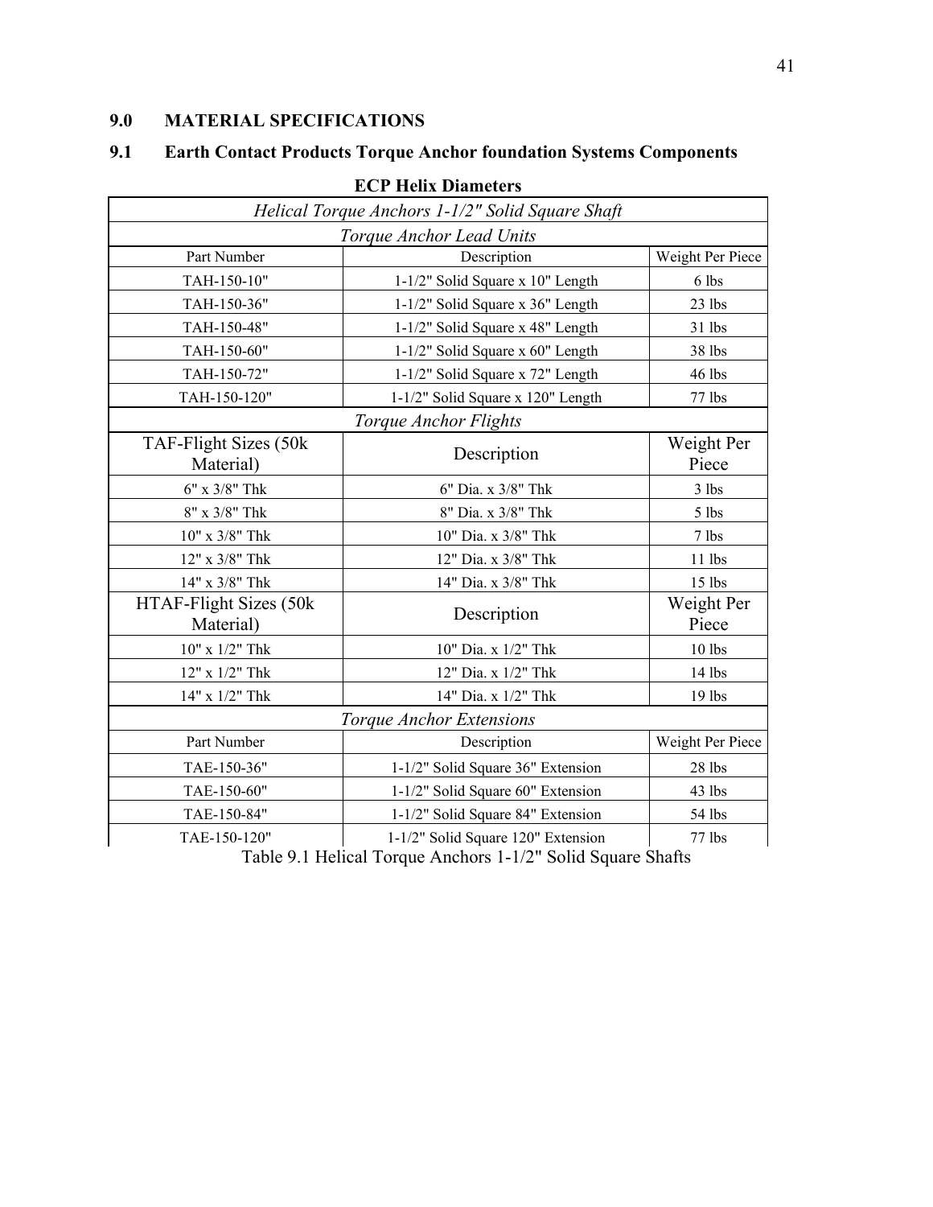## 9.0 MATERIAL SPECIFICATIONS

## 9.1 Earth Contact Products Torque Anchor foundation Systems Components

**ECP Helix Diameters**

| *Helical Torque Anchors 1-1/2" Solid Square Shaft* | | |
|---|---|---|
| *Torque Anchor Lead Units* | | |
| Part Number | Description | Weight Per Piece |
| TAH-150-10" | 1-1/2" Solid Square x 10" Length | 6 lbs |
| TAH-150-36" | 1-1/2" Solid Square x 36" Length | 23 lbs |
| TAH-150-48" | 1-1/2" Solid Square x 48" Length | 31 lbs |
| TAH-150-60" | 1-1/2" Solid Square x 60" Length | 38 lbs |
| TAH-150-72" | 1-1/2" Solid Square x 72" Length | 46 lbs |
| TAH-150-120" | 1-1/2" Solid Square x 120" Length | 77 lbs |
| *Torque Anchor Flights* | | |
| TAF-Flight Sizes (50k Material) | Description | Weight Per Piece |
| 6" x 3/8" Thk | 6" Dia. x 3/8" Thk | 3 lbs |
| 8" x 3/8" Thk | 8" Dia. x 3/8" Thk | 5 lbs |
| 10" x 3/8" Thk | 10" Dia. x 3/8" Thk | 7 lbs |
| 12" x 3/8" Thk | 12" Dia. x 3/8" Thk | 11 lbs |
| 14" x 3/8" Thk | 14" Dia. x 3/8" Thk | 15 lbs |
| HTAF-Flight Sizes (50k Material) | Description | Weight Per Piece |
| 10" x 1/2" Thk | 10" Dia. x 1/2" Thk | 10 lbs |
| 12" x 1/2" Thk | 12" Dia. x 1/2" Thk | 14 lbs |
| 14" x 1/2" Thk | 14" Dia. x 1/2" Thk | 19 lbs |
| *Torque Anchor Extensions* | | |
| Part Number | Description | Weight Per Piece |
| TAE-150-36" | 1-1/2" Solid Square 36" Extension | 28 lbs |
| TAE-150-60" | 1-1/2" Solid Square 60" Extension | 43 lbs |
| TAE-150-84" | 1-1/2" Solid Square 84" Extension | 54 lbs |
| TAE-150-120" | 1-1/2" Solid Square 120" Extension | 77 lbs |

Table 9.1 Helical Torque Anchors 1-1/2" Solid Square Shafts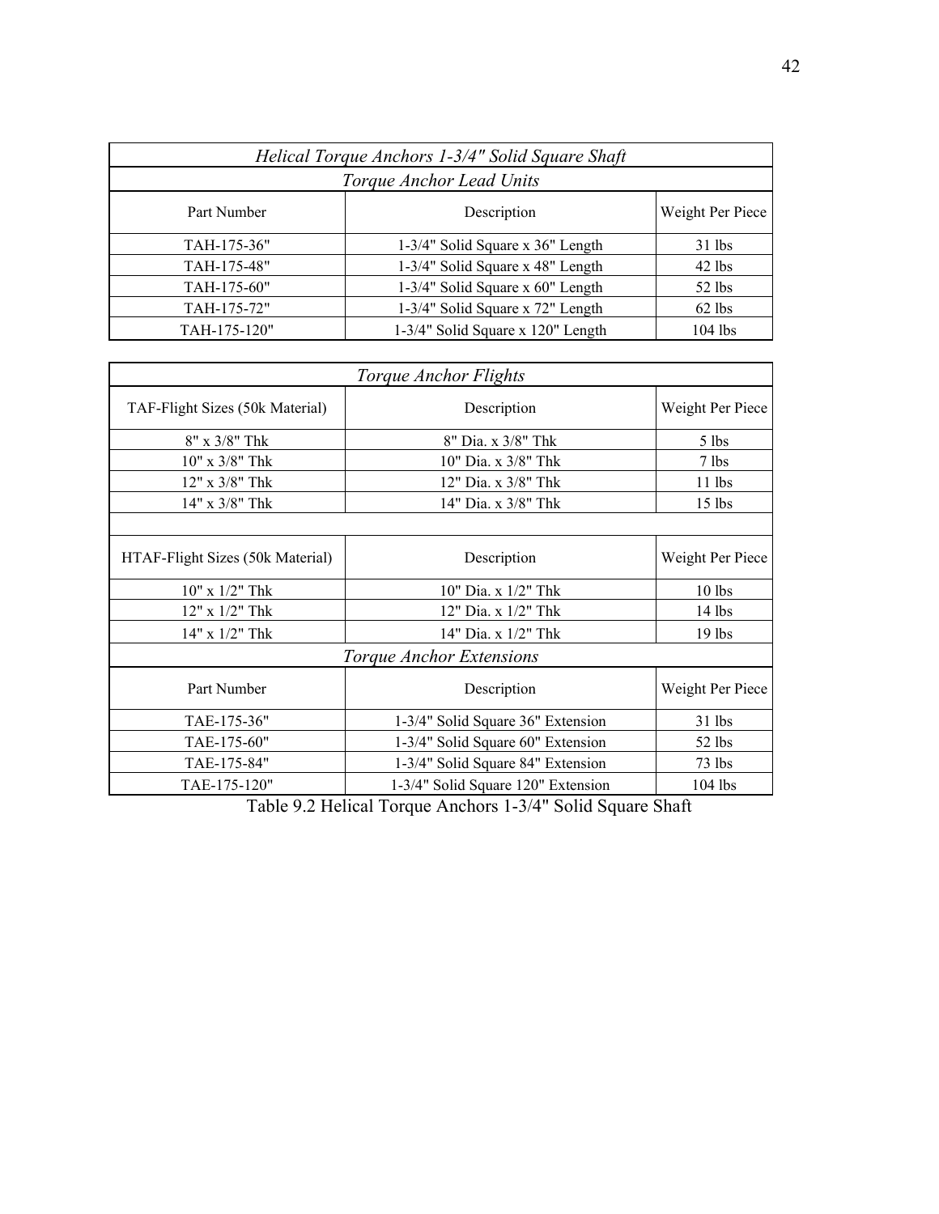| *Helical Torque Anchors 1-3/4" Solid Square Shaft* | | |
|---|---|---|
| *Torque Anchor Lead Units* | | |
| Part Number | Description | Weight Per Piece |
| TAH-175-36" | 1-3/4" Solid Square x 36" Length | 31 lbs |
| TAH-175-48" | 1-3/4" Solid Square x 48" Length | 42 lbs |
| TAH-175-60" | 1-3/4" Solid Square x 60" Length | 52 lbs |
| TAH-175-72" | 1-3/4" Solid Square x 72" Length | 62 lbs |
| TAH-175-120" | 1-3/4" Solid Square x 120" Length | 104 lbs |

| *Torque Anchor Flights* | | |
|---|---|---|
| TAF-Flight Sizes (50k Material) | Description | Weight Per Piece |
| 8" x 3/8" Thk | 8" Dia. x 3/8" Thk | 5 lbs |
| 10" x 3/8" Thk | 10" Dia. x 3/8" Thk | 7 lbs |
| 12" x 3/8" Thk | 12" Dia. x 3/8" Thk | 11 lbs |
| 14" x 3/8" Thk | 14" Dia. x 3/8" Thk | 15 lbs |
| | | |
| HTAF-Flight Sizes (50k Material) | Description | Weight Per Piece |
| 10" x 1/2" Thk | 10" Dia. x 1/2" Thk | 10 lbs |
| 12" x 1/2" Thk | 12" Dia. x 1/2" Thk | 14 lbs |
| 14" x 1/2" Thk | 14" Dia. x 1/2" Thk | 19 lbs |
| *Torque Anchor Extensions* | | |
| Part Number | Description | Weight Per Piece |
| TAE-175-36" | 1-3/4" Solid Square 36" Extension | 31 lbs |
| TAE-175-60" | 1-3/4" Solid Square 60" Extension | 52 lbs |
| TAE-175-84" | 1-3/4" Solid Square 84" Extension | 73 lbs |
| TAE-175-120" | 1-3/4" Solid Square 120" Extension | 104 lbs |

Table 9.2 Helical Torque Anchors 1-3/4" Solid Square Shaft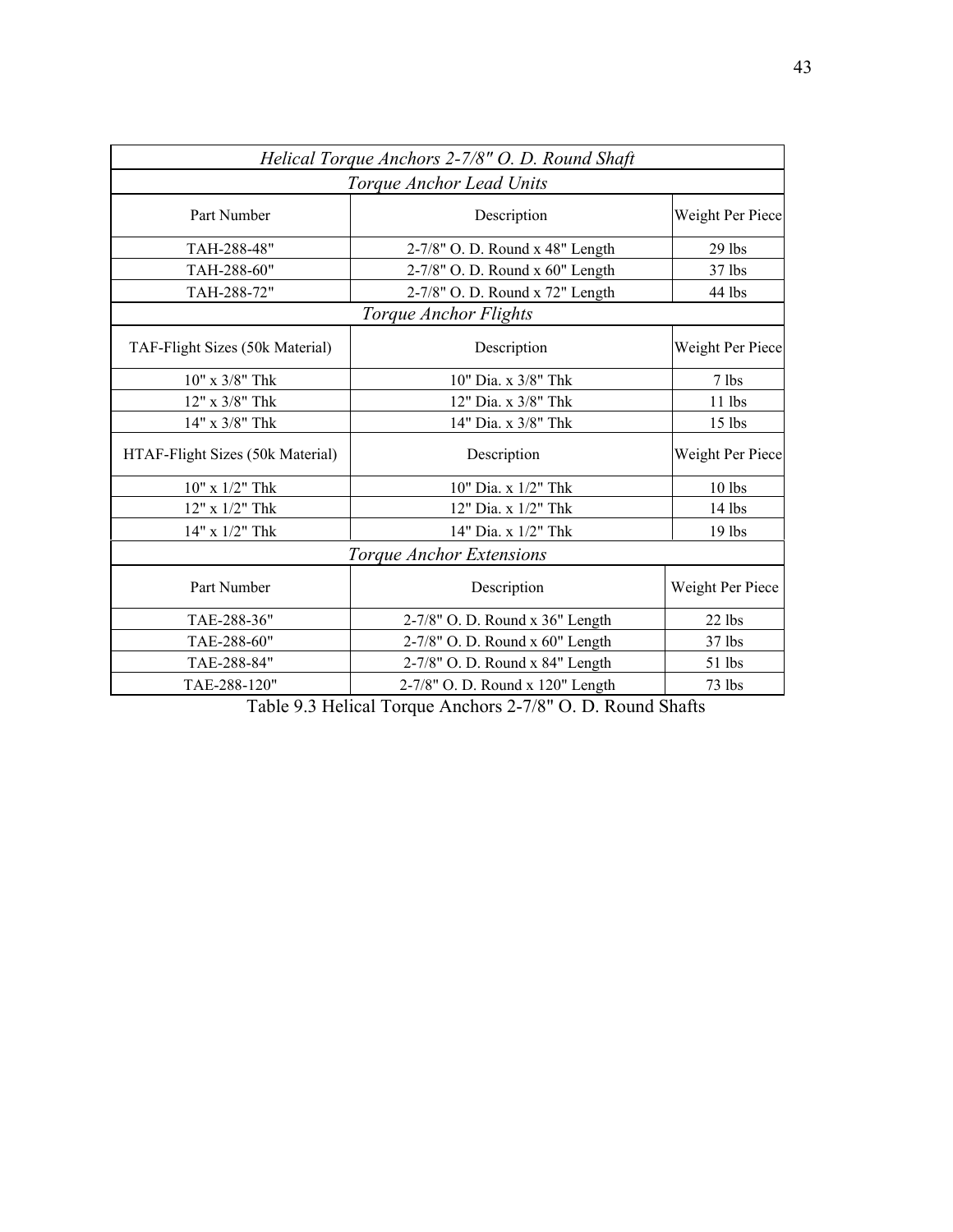| *Helical Torque Anchors 2-7/8" O. D. Round Shaft* | | |
|---|---|---|
| *Torque Anchor Lead Units* | | |
| Part Number | Description | Weight Per Piece |
| TAH-288-48" | 2-7/8" O. D. Round x 48" Length | 29 lbs |
| TAH-288-60" | 2-7/8" O. D. Round x 60" Length | 37 lbs |
| TAH-288-72" | 2-7/8" O. D. Round x 72" Length | 44 lbs |
| *Torque Anchor Flights* | | |
| TAF-Flight Sizes (50k Material) | Description | Weight Per Piece |
| 10" x 3/8" Thk | 10" Dia. x 3/8" Thk | 7 lbs |
| 12" x 3/8" Thk | 12" Dia. x 3/8" Thk | 11 lbs |
| 14" x 3/8" Thk | 14" Dia. x 3/8" Thk | 15 lbs |
| HTAF-Flight Sizes (50k Material) | Description | Weight Per Piece |
| 10" x 1/2" Thk | 10" Dia. x 1/2" Thk | 10 lbs |
| 12" x 1/2" Thk | 12" Dia. x 1/2" Thk | 14 lbs |
| 14" x 1/2" Thk | 14" Dia. x 1/2" Thk | 19 lbs |
| *Torque Anchor Extensions* | | |
| Part Number | Description | Weight Per Piece |
| TAE-288-36" | 2-7/8" O. D. Round x 36" Length | 22 lbs |
| TAE-288-60" | 2-7/8" O. D. Round x 60" Length | 37 lbs |
| TAE-288-84" | 2-7/8" O. D. Round x 84" Length | 51 lbs |
| TAE-288-120" | 2-7/8" O. D. Round x 120" Length | 73 lbs |

Table 9.3 Helical Torque Anchors 2-7/8" O. D. Round Shafts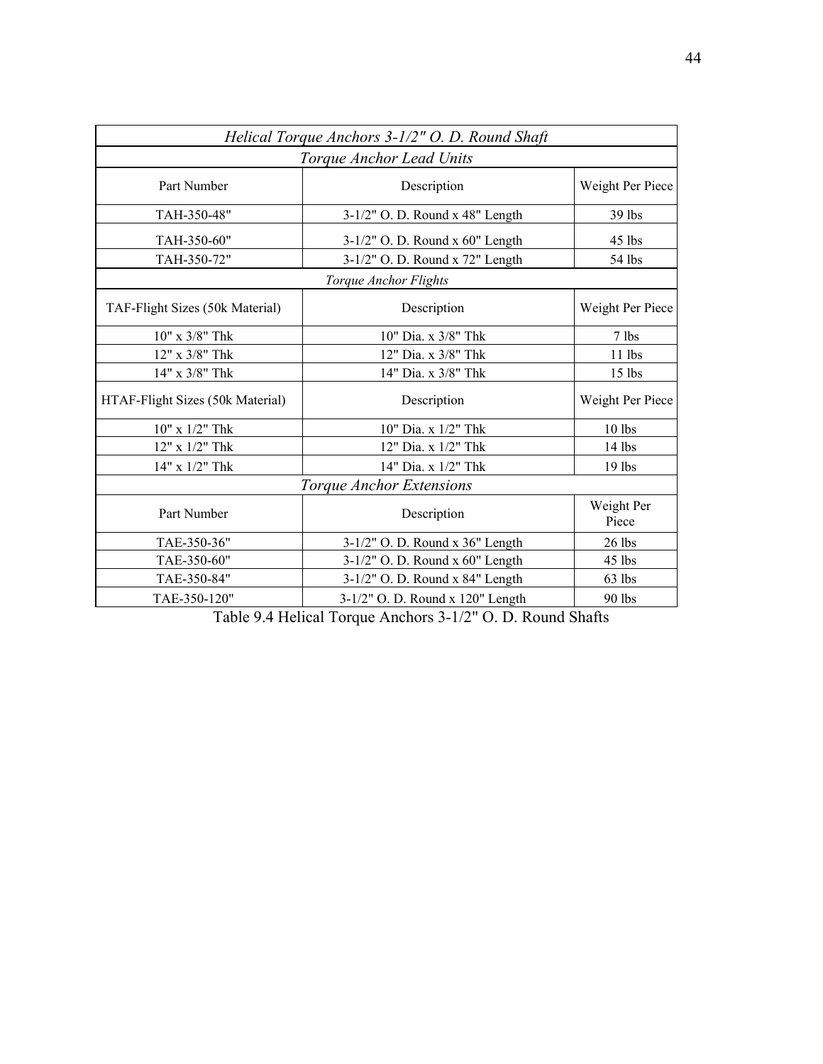| *Helical Torque Anchors 3-1/2" O. D. Round Shaft* | | |
|---|---|---|
| *Torque Anchor Lead Units* | | |
| Part Number | Description | Weight Per Piece |
| TAH-350-48" | 3-1/2" O. D. Round x 48" Length | 39 lbs |
| TAH-350-60" | 3-1/2" O. D. Round x 60" Length | 45 lbs |
| TAH-350-72" | 3-1/2" O. D. Round x 72" Length | 54 lbs |
| *Torque Anchor Flights* | | |
| TAF-Flight Sizes (50k Material) | Description | Weight Per Piece |
| 10" x 3/8" Thk | 10" Dia. x 3/8" Thk | 7 lbs |
| 12" x 3/8" Thk | 12" Dia. x 3/8" Thk | 11 lbs |
| 14" x 3/8" Thk | 14" Dia. x 3/8" Thk | 15 lbs |
| HTAF-Flight Sizes (50k Material) | Description | Weight Per Piece |
| 10" x 1/2" Thk | 10" Dia. x 1/2" Thk | 10 lbs |
| 12" x 1/2" Thk | 12" Dia. x 1/2" Thk | 14 lbs |
| 14" x 1/2" Thk | 14" Dia. x 1/2" Thk | 19 lbs |
| *Torque Anchor Extensions* | | |
| Part Number | Description | Weight Per Piece |
| TAE-350-36" | 3-1/2" O. D. Round x 36" Length | 26 lbs |
| TAE-350-60" | 3-1/2" O. D. Round x 60" Length | 45 lbs |
| TAE-350-84" | 3-1/2" O. D. Round x 84" Length | 63 lbs |
| TAE-350-120" | 3-1/2" O. D. Round x 120" Length | 90 lbs |

Table 9.4 Helical Torque Anchors 3-1/2" O. D. Round Shafts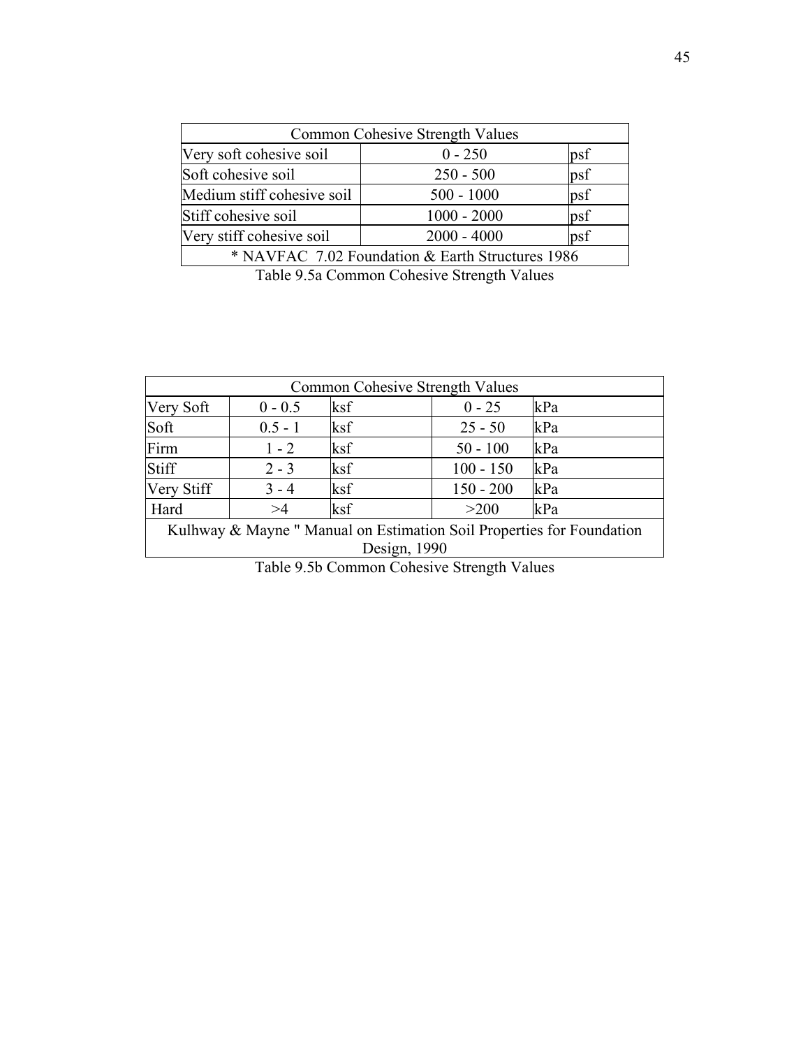| Common Cohesive Strength Values | | |
|---|---|---|
| Very soft cohesive soil | 0 - 250 | psf |
| Soft cohesive soil | 250 - 500 | psf |
| Medium stiff cohesive soil | 500 - 1000 | psf |
| Stiff cohesive soil | 1000 - 2000 | psf |
| Very stiff cohesive soil | 2000 - 4000 | psf |
| * NAVFAC 7.02 Foundation & Earth Structures 1986 | | |

Table 9.5a Common Cohesive Strength Values

| Common Cohesive Strength Values | | | | |
|---|---|---|---|---|
| Very Soft | 0 - 0.5 | ksf | 0 - 25 | kPa |
| Soft | 0.5 - 1 | ksf | 25 - 50 | kPa |
| Firm | 1 - 2 | ksf | 50 - 100 | kPa |
| Stiff | 2 - 3 | ksf | 100 - 150 | kPa |
| Very Stiff | 3 - 4 | ksf | 150 - 200 | kPa |
| Hard | >4 | ksf | >200 | kPa |
| Kulhway & Mayne " Manual on Estimation Soil Properties for Foundation Design, 1990 | | | | |

Table 9.5b Common Cohesive Strength Values